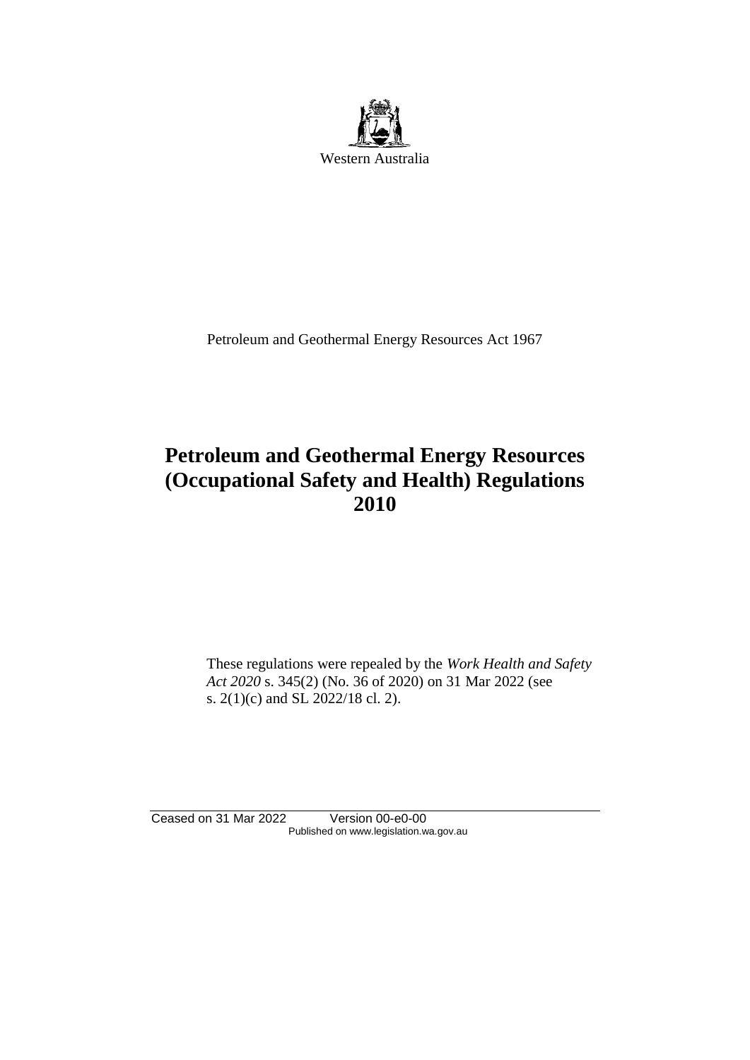Western Australia

Petroleum and Geothermal Energy Resources Act 1967

# Petroleum and Geothermal Energy Resources (Occupational Safety and Health) Regulations 2010

These regulations were repealed by the *Work Health and Safety Act 2020* s. 345(2) (No. 36 of 2020) on 31 Mar 2022 (see s. 2(1)(c) and SL 2022/18 cl. 2).

Ceased on 31 Mar 2022 Version 00-e0-00
Published on www.legislation.wa.gov.au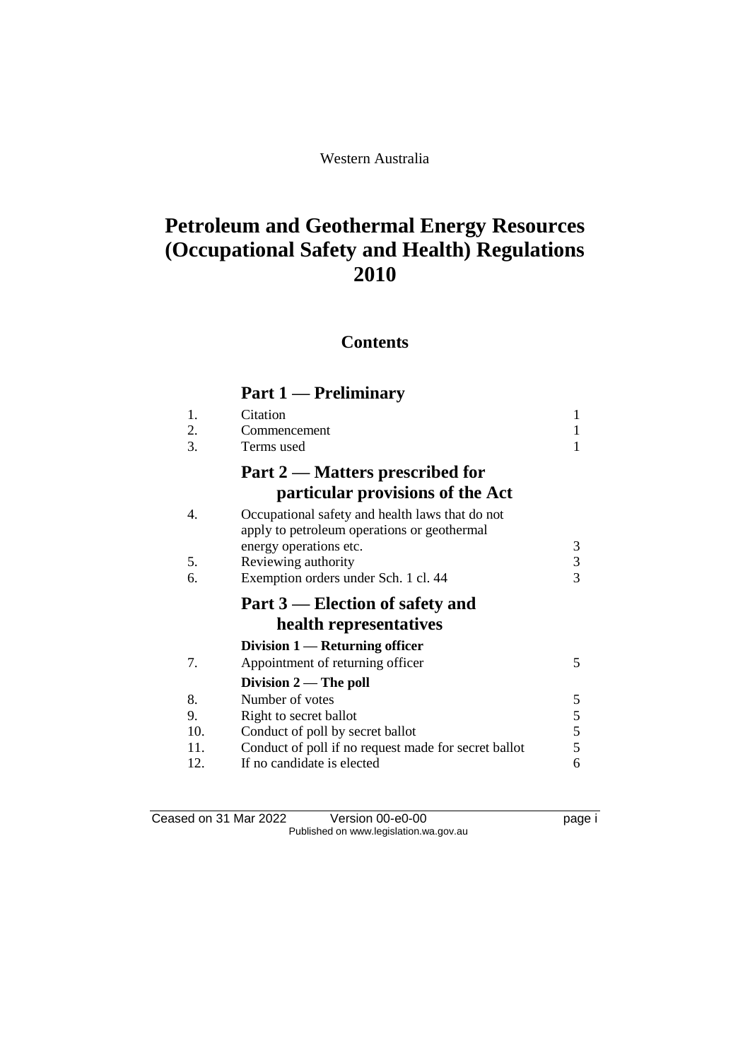Western Australia

# Petroleum and Geothermal Energy Resources (Occupational Safety and Health) Regulations 2010

## Contents

### Part 1 — Preliminary

| | | |
|---|---|---|
| 1. | Citation | 1 |
| 2. | Commencement | 1 |
| 3. | Terms used | 1 |

### Part 2 — Matters prescribed for particular provisions of the Act

| | | |
|---|---|---|
| 4. | Occupational safety and health laws that do not apply to petroleum operations or geothermal energy operations etc. | 3 |
| 5. | Reviewing authority | 3 |
| 6. | Exemption orders under Sch. 1 cl. 44 | 3 |

### Part 3 — Election of safety and health representatives

#### Division 1 — Returning officer

| | | |
|---|---|---|
| 7. | Appointment of returning officer | 5 |

#### Division 2 — The poll

| | | |
|---|---|---|
| 8. | Number of votes | 5 |
| 9. | Right to secret ballot | 5 |
| 10. | Conduct of poll by secret ballot | 5 |
| 11. | Conduct of poll if no request made for secret ballot | 5 |
| 12. | If no candidate is elected | 6 |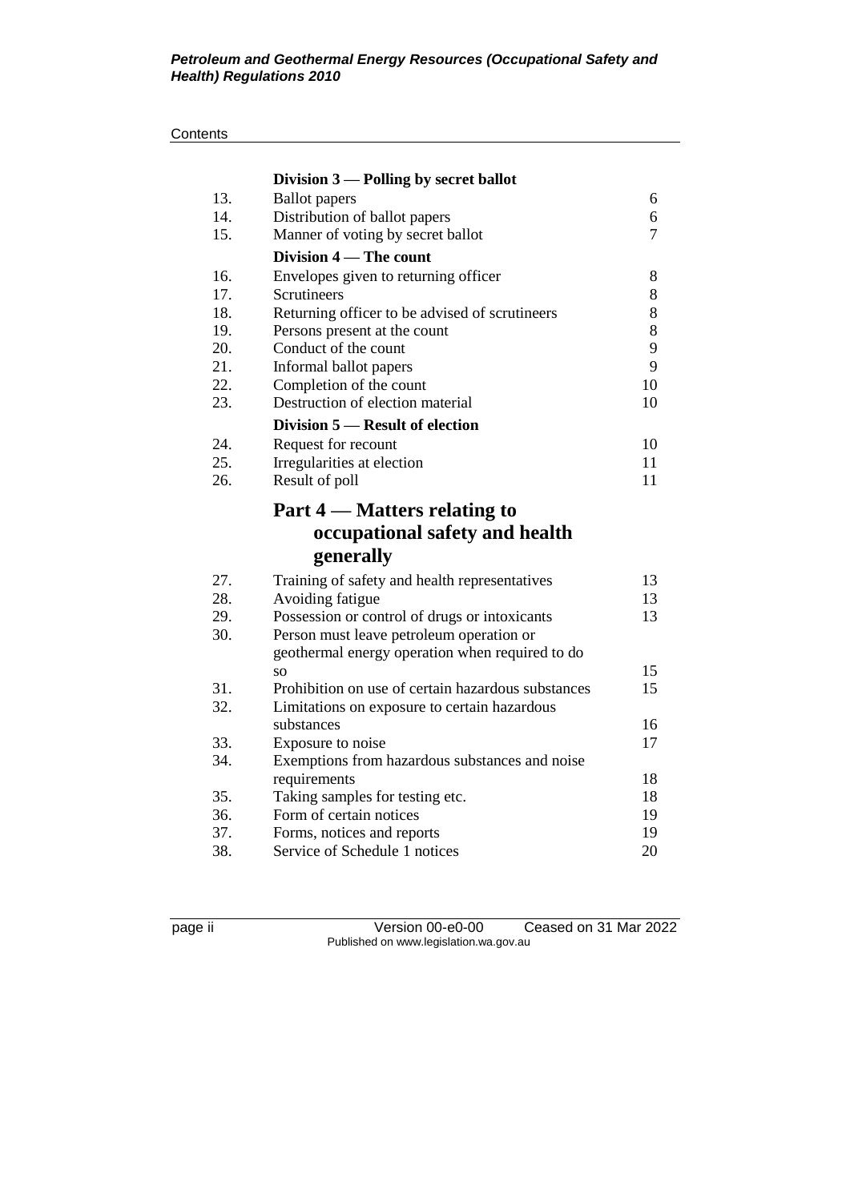Contents

| | Division 3 — Polling by secret ballot | |
|---|---|---|
| 13. | Ballot papers | 6 |
| 14. | Distribution of ballot papers | 6 |
| 15. | Manner of voting by secret ballot | 7 |
| | **Division 4 — The count** | |
| 16. | Envelopes given to returning officer | 8 |
| 17. | Scrutineers | 8 |
| 18. | Returning officer to be advised of scrutineers | 8 |
| 19. | Persons present at the count | 8 |
| 20. | Conduct of the count | 9 |
| 21. | Informal ballot papers | 9 |
| 22. | Completion of the count | 10 |
| 23. | Destruction of election material | 10 |
| | **Division 5 — Result of election** | |
| 24. | Request for recount | 10 |
| 25. | Irregularities at election | 11 |
| 26. | Result of poll | 11 |

## Part 4 — Matters relating to occupational safety and health generally

| | | |
|---|---|---|
| 27. | Training of safety and health representatives | 13 |
| 28. | Avoiding fatigue | 13 |
| 29. | Possession or control of drugs or intoxicants | 13 |
| 30. | Person must leave petroleum operation or geothermal energy operation when required to do so | 15 |
| 31. | Prohibition on use of certain hazardous substances | 15 |
| 32. | Limitations on exposure to certain hazardous substances | 16 |
| 33. | Exposure to noise | 17 |
| 34. | Exemptions from hazardous substances and noise requirements | 18 |
| 35. | Taking samples for testing etc. | 18 |
| 36. | Form of certain notices | 19 |
| 37. | Forms, notices and reports | 19 |
| 38. | Service of Schedule 1 notices | 20 |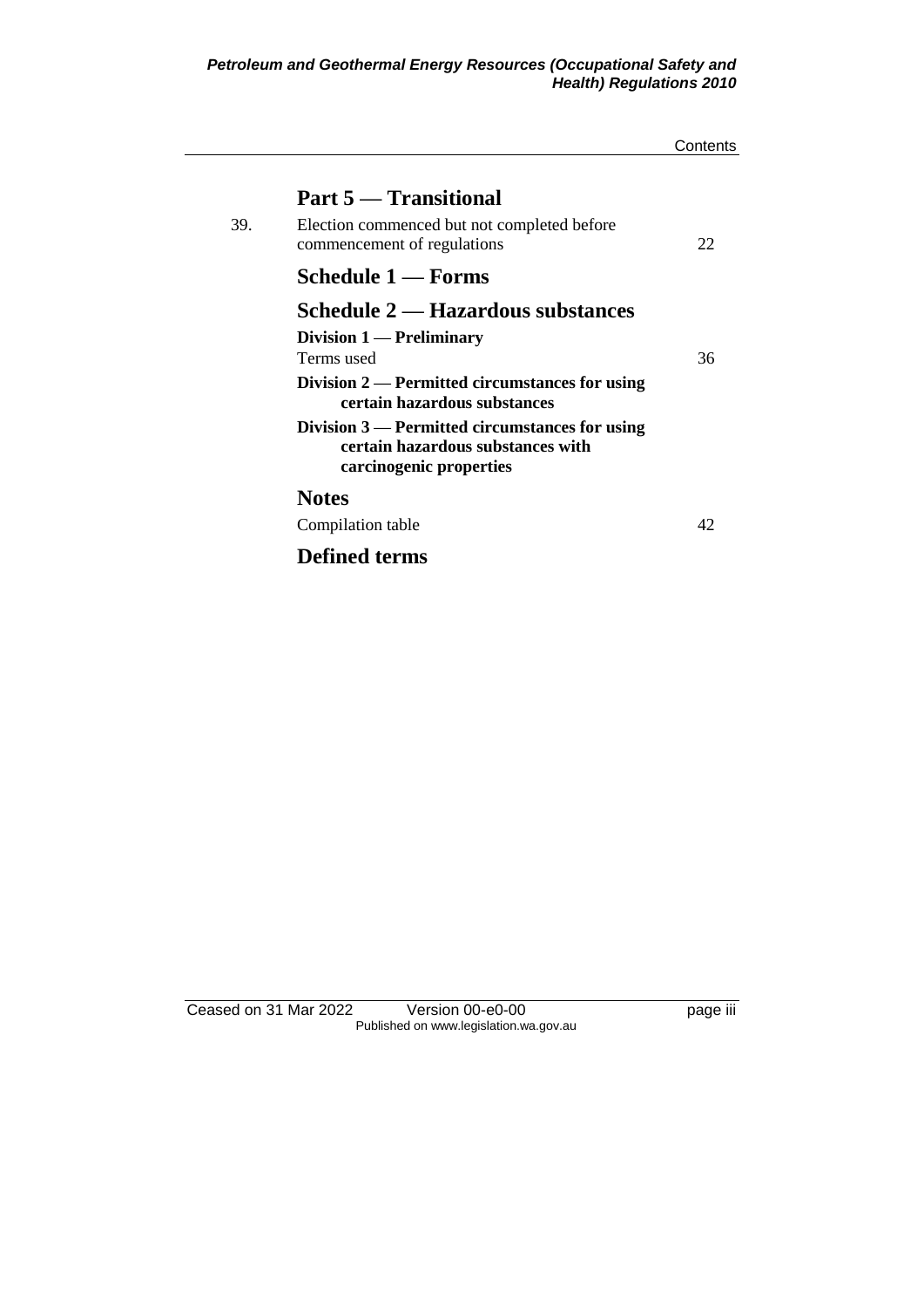## Part 5 — Transitional

39. Election commenced but not completed before commencement of regulations 22

## Schedule 1 — Forms

## Schedule 2 — Hazardous substances

**Division 1 — Preliminary**

Terms used 36

**Division 2 — Permitted circumstances for using certain hazardous substances**

**Division 3 — Permitted circumstances for using certain hazardous substances with carcinogenic properties**

## Notes

Compilation table 42

## Defined terms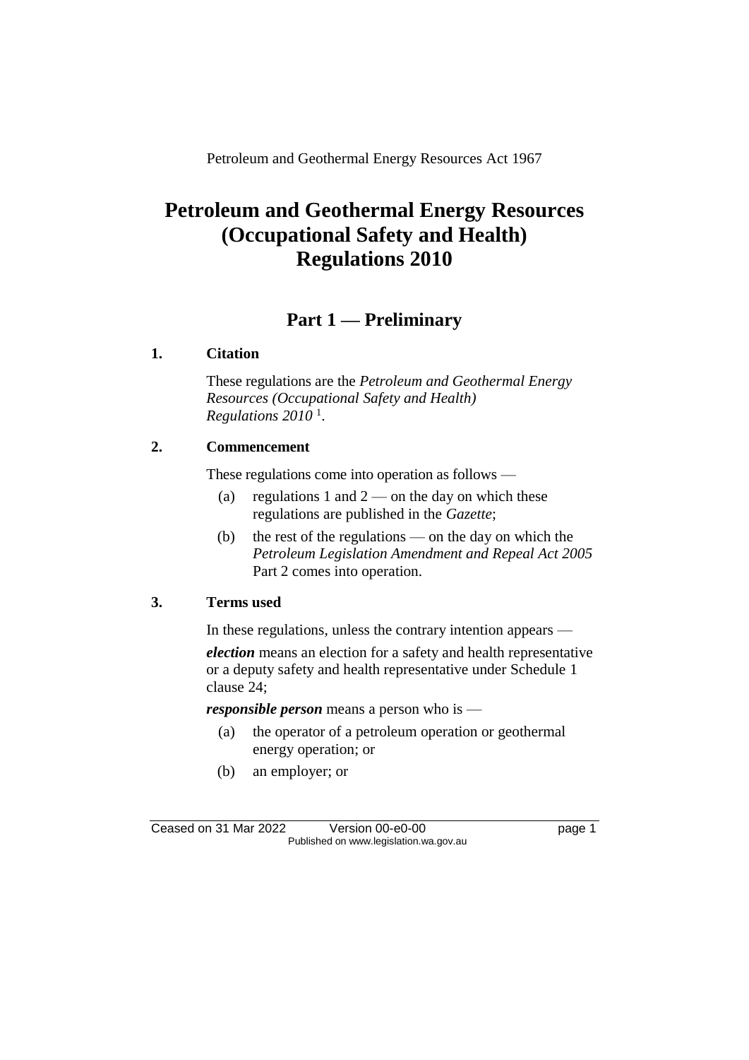Petroleum and Geothermal Energy Resources Act 1967

# Petroleum and Geothermal Energy Resources (Occupational Safety and Health) Regulations 2010

## Part 1 — Preliminary

### 1. Citation

These regulations are the *Petroleum and Geothermal Energy Resources (Occupational Safety and Health) Regulations 2010* [1].

### 2. Commencement

These regulations come into operation as follows —

(a) regulations 1 and 2 — on the day on which these regulations are published in the *Gazette*;

(b) the rest of the regulations — on the day on which the *Petroleum Legislation Amendment and Repeal Act 2005* Part 2 comes into operation.

### 3. Terms used

In these regulations, unless the contrary intention appears —

***election*** means an election for a safety and health representative or a deputy safety and health representative under Schedule 1 clause 24;

***responsible person*** means a person who is —

(a) the operator of a petroleum operation or geothermal energy operation; or

(b) an employer; or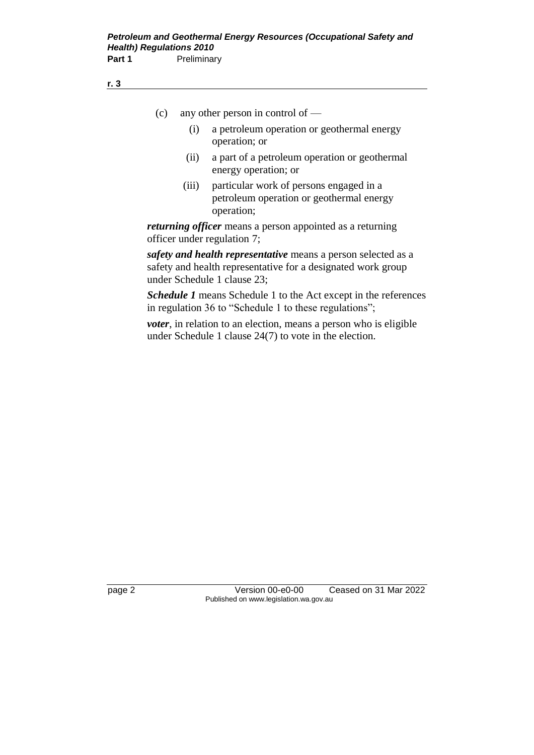(c) any other person in control of —

  (i) a petroleum operation or geothermal energy operation; or

  (ii) a part of a petroleum operation or geothermal energy operation; or

  (iii) particular work of persons engaged in a petroleum operation or geothermal energy operation;

***returning officer*** means a person appointed as a returning officer under regulation 7;

***safety and health representative*** means a person selected as a safety and health representative for a designated work group under Schedule 1 clause 23;

***Schedule 1*** means Schedule 1 to the Act except in the references in regulation 36 to "Schedule 1 to these regulations";

***voter***, in relation to an election, means a person who is eligible under Schedule 1 clause 24(7) to vote in the election.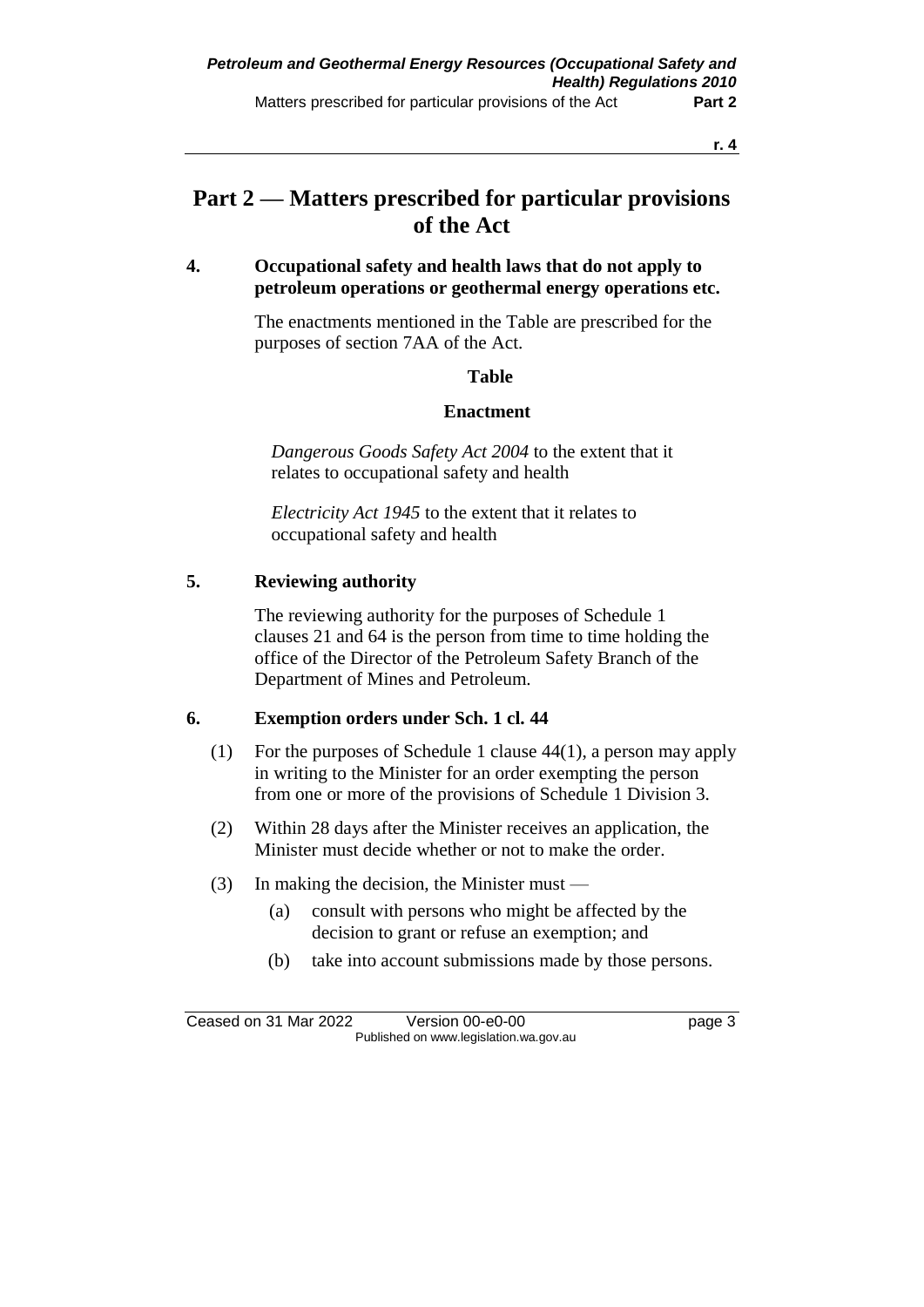# Part 2 — Matters prescribed for particular provisions of the Act

## 4. Occupational safety and health laws that do not apply to petroleum operations or geothermal energy operations etc.

The enactments mentioned in the Table are prescribed for the purposes of section 7AA of the Act.

**Table**

| Enactment |
| --- |
| *Dangerous Goods Safety Act 2004* to the extent that it relates to occupational safety and health |
| *Electricity Act 1945* to the extent that it relates to occupational safety and health |

## 5. Reviewing authority

The reviewing authority for the purposes of Schedule 1 clauses 21 and 64 is the person from time to time holding the office of the Director of the Petroleum Safety Branch of the Department of Mines and Petroleum.

## 6. Exemption orders under Sch. 1 cl. 44

(1) For the purposes of Schedule 1 clause 44(1), a person may apply in writing to the Minister for an order exempting the person from one or more of the provisions of Schedule 1 Division 3.

(2) Within 28 days after the Minister receives an application, the Minister must decide whether or not to make the order.

(3) In making the decision, the Minister must —

- (a) consult with persons who might be affected by the decision to grant or refuse an exemption; and
- (b) take into account submissions made by those persons.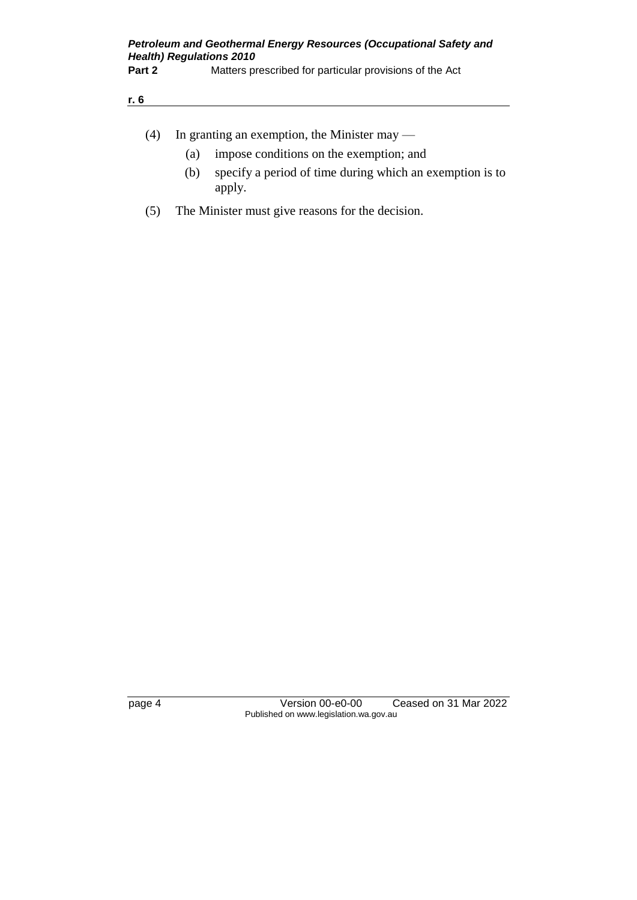(4) In granting an exemption, the Minister may —

(a) impose conditions on the exemption; and

(b) specify a period of time during which an exemption is to apply.

(5) The Minister must give reasons for the decision.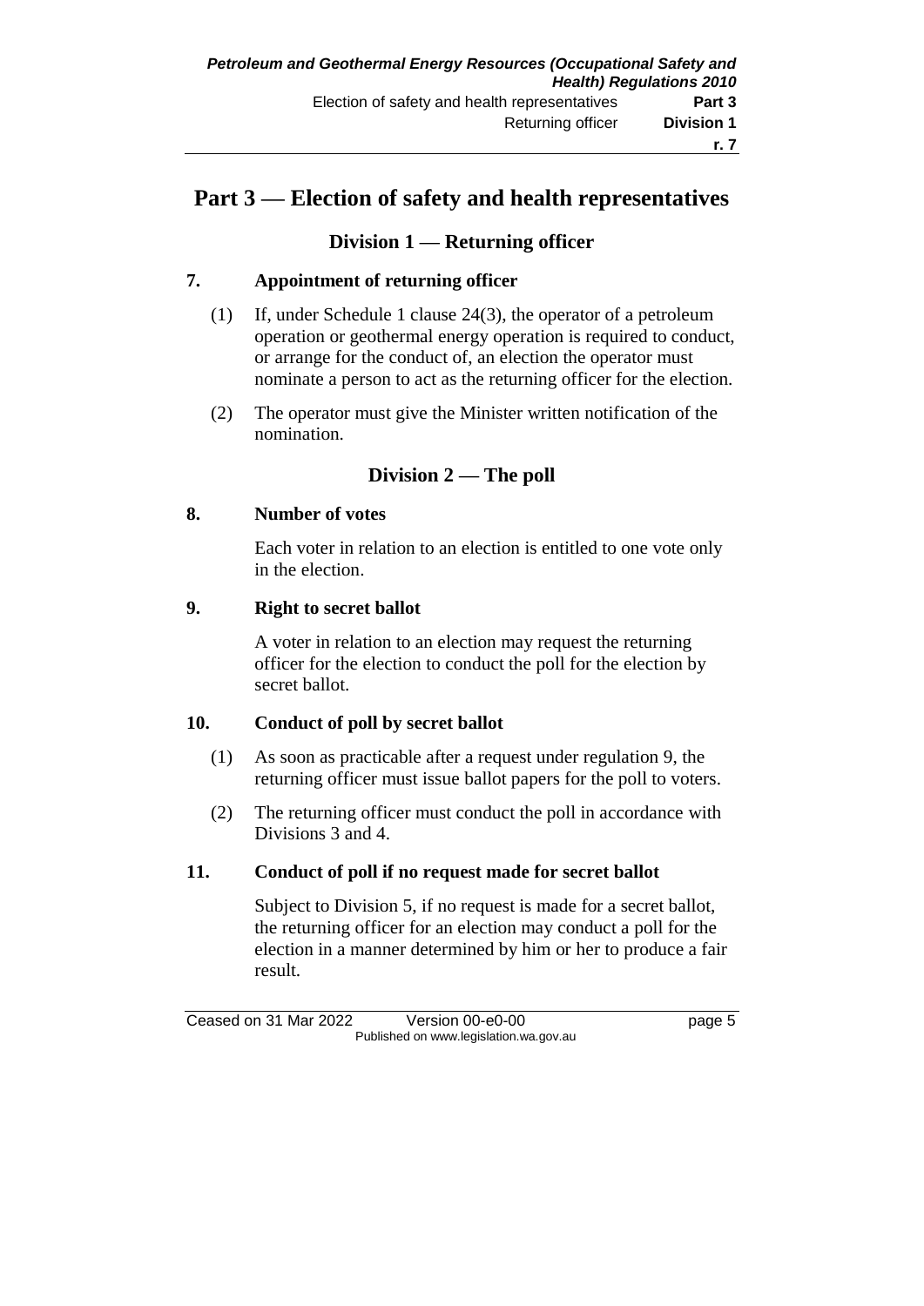# Part 3 — Election of safety and health representatives

## Division 1 — Returning officer

### 7. Appointment of returning officer

(1) If, under Schedule 1 clause 24(3), the operator of a petroleum operation or geothermal energy operation is required to conduct, or arrange for the conduct of, an election the operator must nominate a person to act as the returning officer for the election.

(2) The operator must give the Minister written notification of the nomination.

## Division 2 — The poll

### 8. Number of votes

Each voter in relation to an election is entitled to one vote only in the election.

### 9. Right to secret ballot

A voter in relation to an election may request the returning officer for the election to conduct the poll for the election by secret ballot.

### 10. Conduct of poll by secret ballot

(1) As soon as practicable after a request under regulation 9, the returning officer must issue ballot papers for the poll to voters.

(2) The returning officer must conduct the poll in accordance with Divisions 3 and 4.

### 11. Conduct of poll if no request made for secret ballot

Subject to Division 5, if no request is made for a secret ballot, the returning officer for an election may conduct a poll for the election in a manner determined by him or her to produce a fair result.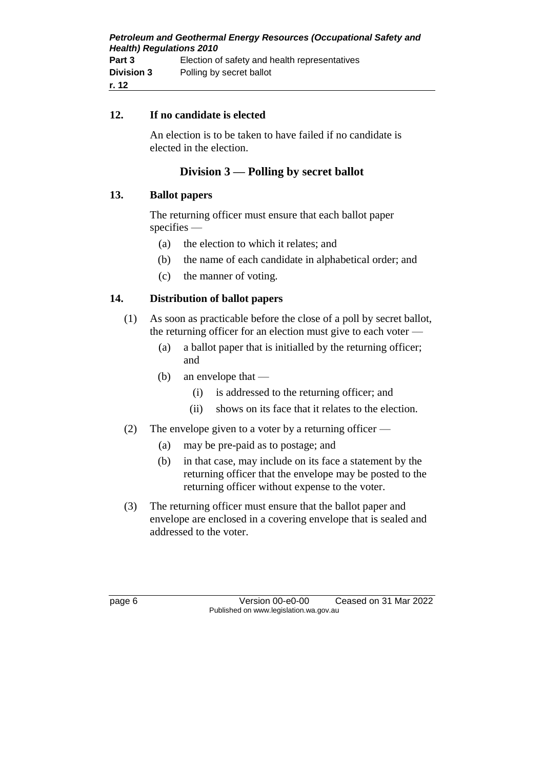### 12. If no candidate is elected

An election is to be taken to have failed if no candidate is elected in the election.

## Division 3 — Polling by secret ballot

### 13. Ballot papers

The returning officer must ensure that each ballot paper specifies —

(a) the election to which it relates; and

(b) the name of each candidate in alphabetical order; and

(c) the manner of voting.

### 14. Distribution of ballot papers

(1) As soon as practicable before the close of a poll by secret ballot, the returning officer for an election must give to each voter —

(a) a ballot paper that is initialled by the returning officer; and

(b) an envelope that —

(i) is addressed to the returning officer; and

(ii) shows on its face that it relates to the election.

(2) The envelope given to a voter by a returning officer —

(a) may be pre-paid as to postage; and

(b) in that case, may include on its face a statement by the returning officer that the envelope may be posted to the returning officer without expense to the voter.

(3) The returning officer must ensure that the ballot paper and envelope are enclosed in a covering envelope that is sealed and addressed to the voter.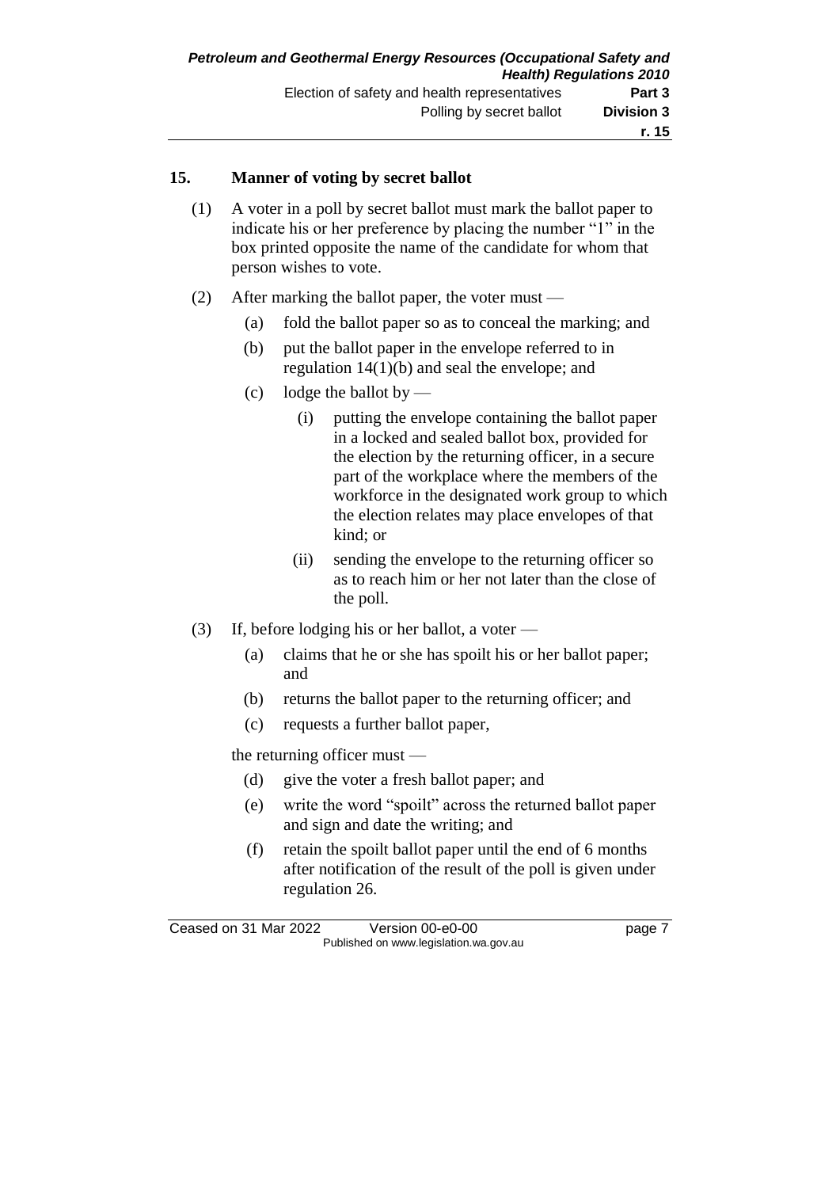## 15. Manner of voting by secret ballot

(1) A voter in a poll by secret ballot must mark the ballot paper to indicate his or her preference by placing the number "1" in the box printed opposite the name of the candidate for whom that person wishes to vote.

(2) After marking the ballot paper, the voter must —

(a) fold the ballot paper so as to conceal the marking; and

(b) put the ballot paper in the envelope referred to in regulation 14(1)(b) and seal the envelope; and

(c) lodge the ballot by —

(i) putting the envelope containing the ballot paper in a locked and sealed ballot box, provided for the election by the returning officer, in a secure part of the workplace where the members of the workforce in the designated work group to which the election relates may place envelopes of that kind; or

(ii) sending the envelope to the returning officer so as to reach him or her not later than the close of the poll.

(3) If, before lodging his or her ballot, a voter —

(a) claims that he or she has spoilt his or her ballot paper; and

(b) returns the ballot paper to the returning officer; and

(c) requests a further ballot paper,

the returning officer must —

(d) give the voter a fresh ballot paper; and

(e) write the word "spoilt" across the returned ballot paper and sign and date the writing; and

(f) retain the spoilt ballot paper until the end of 6 months after notification of the result of the poll is given under regulation 26.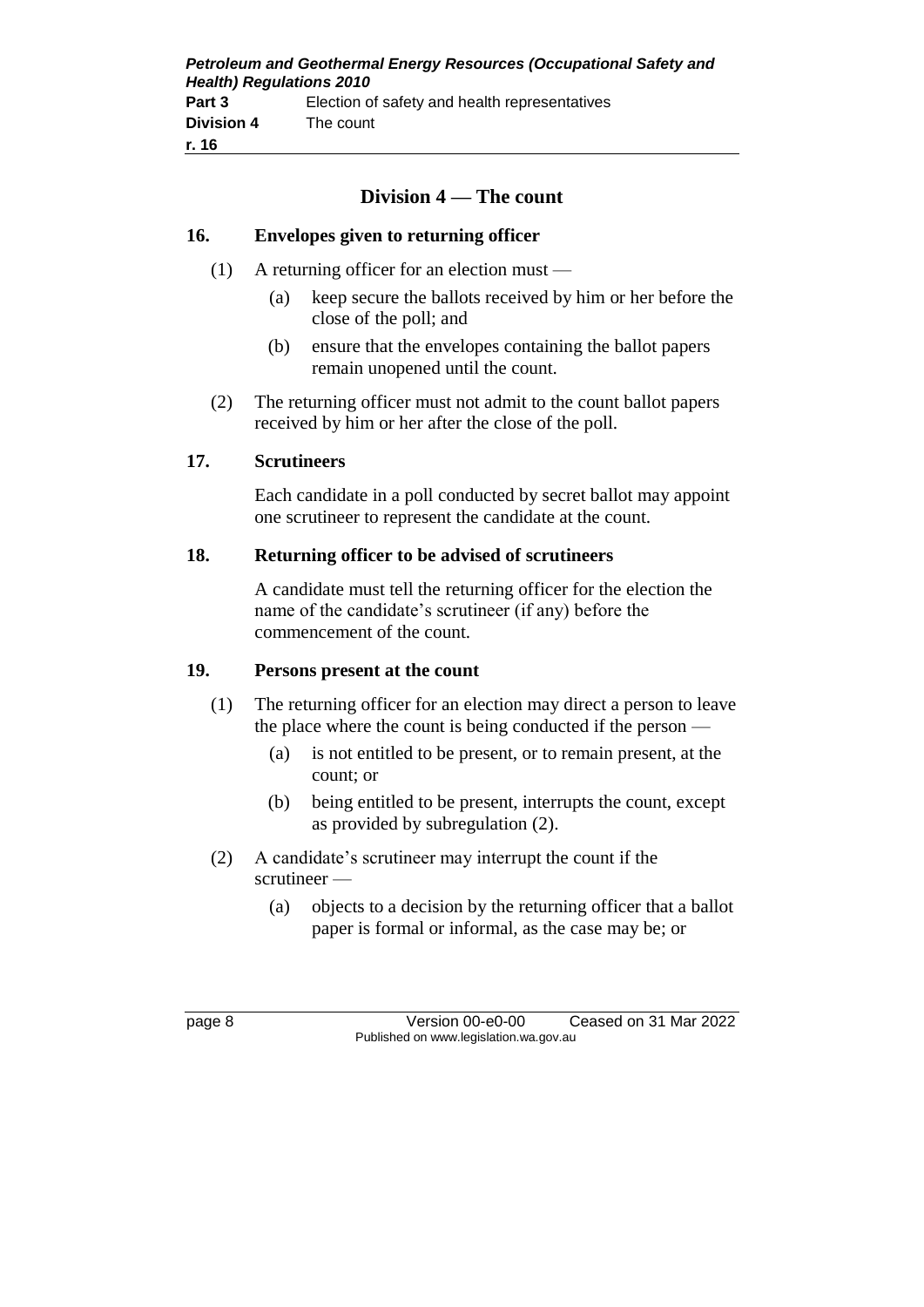## Division 4 — The count

### 16. Envelopes given to returning officer

(1) A returning officer for an election must —

(a) keep secure the ballots received by him or her before the close of the poll; and

(b) ensure that the envelopes containing the ballot papers remain unopened until the count.

(2) The returning officer must not admit to the count ballot papers received by him or her after the close of the poll.

### 17. Scrutineers

Each candidate in a poll conducted by secret ballot may appoint one scrutineer to represent the candidate at the count.

### 18. Returning officer to be advised of scrutineers

A candidate must tell the returning officer for the election the name of the candidate's scrutineer (if any) before the commencement of the count.

### 19. Persons present at the count

(1) The returning officer for an election may direct a person to leave the place where the count is being conducted if the person —

(a) is not entitled to be present, or to remain present, at the count; or

(b) being entitled to be present, interrupts the count, except as provided by subregulation (2).

(2) A candidate's scrutineer may interrupt the count if the scrutineer —

(a) objects to a decision by the returning officer that a ballot paper is formal or informal, as the case may be; or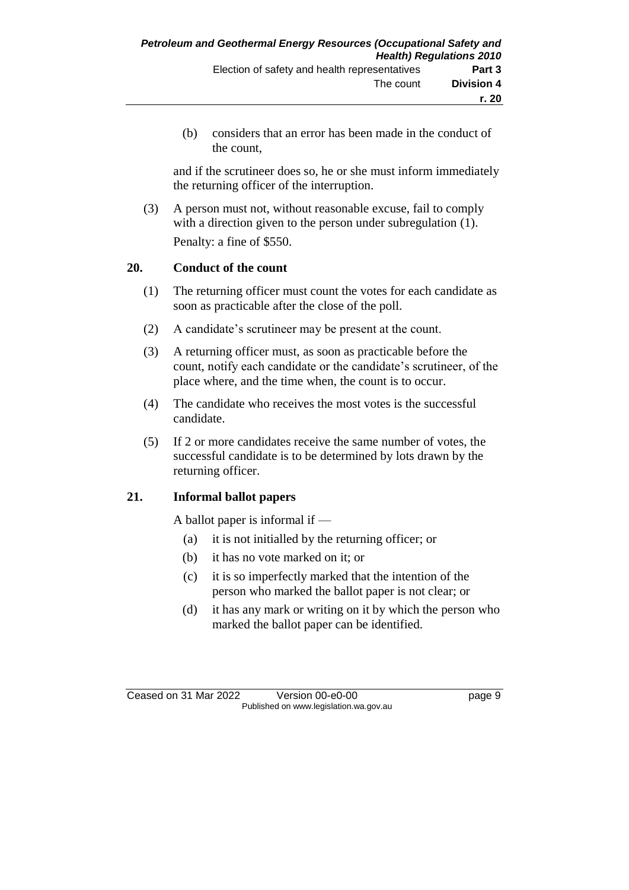(b) considers that an error has been made in the conduct of the count,

and if the scrutineer does so, he or she must inform immediately the returning officer of the interruption.

(3) A person must not, without reasonable excuse, fail to comply with a direction given to the person under subregulation (1).

Penalty: a fine of $550.

## 20. Conduct of the count

(1) The returning officer must count the votes for each candidate as soon as practicable after the close of the poll.

(2) A candidate's scrutineer may be present at the count.

(3) A returning officer must, as soon as practicable before the count, notify each candidate or the candidate's scrutineer, of the place where, and the time when, the count is to occur.

(4) The candidate who receives the most votes is the successful candidate.

(5) If 2 or more candidates receive the same number of votes, the successful candidate is to be determined by lots drawn by the returning officer.

## 21. Informal ballot papers

A ballot paper is informal if —

(a) it is not initialled by the returning officer; or

(b) it has no vote marked on it; or

(c) it is so imperfectly marked that the intention of the person who marked the ballot paper is not clear; or

(d) it has any mark or writing on it by which the person who marked the ballot paper can be identified.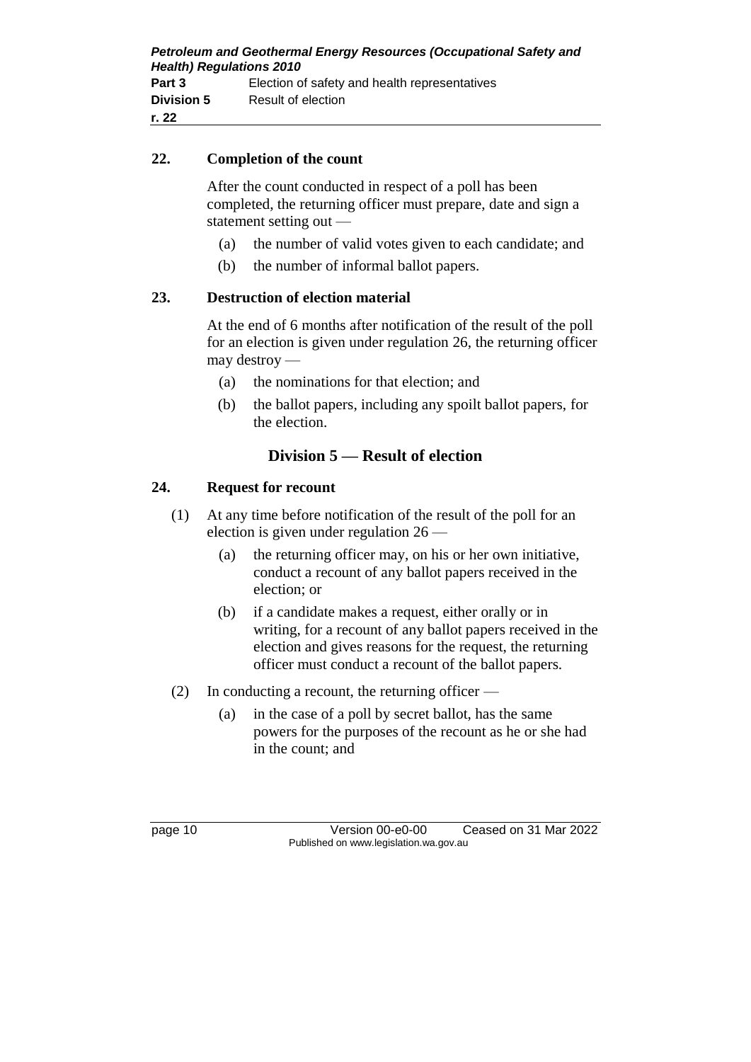## 22. Completion of the count

After the count conducted in respect of a poll has been completed, the returning officer must prepare, date and sign a statement setting out —

(a) the number of valid votes given to each candidate; and

(b) the number of informal ballot papers.

## 23. Destruction of election material

At the end of 6 months after notification of the result of the poll for an election is given under regulation 26, the returning officer may destroy —

(a) the nominations for that election; and

(b) the ballot papers, including any spoilt ballot papers, for the election.

# Division 5 — Result of election

## 24. Request for recount

(1) At any time before notification of the result of the poll for an election is given under regulation 26 —

(a) the returning officer may, on his or her own initiative, conduct a recount of any ballot papers received in the election; or

(b) if a candidate makes a request, either orally or in writing, for a recount of any ballot papers received in the election and gives reasons for the request, the returning officer must conduct a recount of the ballot papers.

(2) In conducting a recount, the returning officer —

(a) in the case of a poll by secret ballot, has the same powers for the purposes of the recount as he or she had in the count; and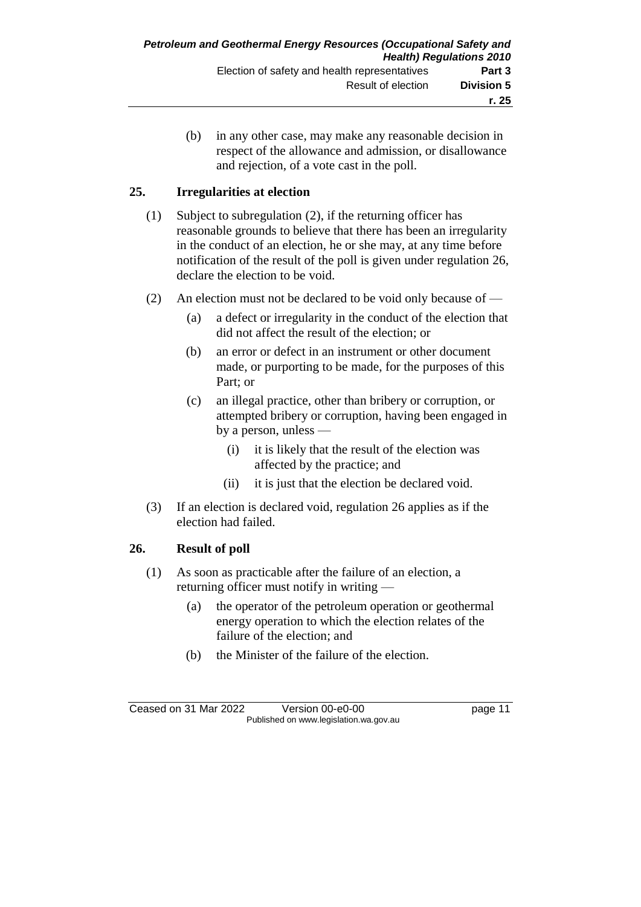(b) in any other case, may make any reasonable decision in respect of the allowance and admission, or disallowance and rejection, of a vote cast in the poll.

## 25. Irregularities at election

(1) Subject to subregulation (2), if the returning officer has reasonable grounds to believe that there has been an irregularity in the conduct of an election, he or she may, at any time before notification of the result of the poll is given under regulation 26, declare the election to be void.

(2) An election must not be declared to be void only because of —

- (a) a defect or irregularity in the conduct of the election that did not affect the result of the election; or
- (b) an error or defect in an instrument or other document made, or purporting to be made, for the purposes of this Part; or
- (c) an illegal practice, other than bribery or corruption, or attempted bribery or corruption, having been engaged in by a person, unless —
  - (i) it is likely that the result of the election was affected by the practice; and
  - (ii) it is just that the election be declared void.

(3) If an election is declared void, regulation 26 applies as if the election had failed.

## 26. Result of poll

(1) As soon as practicable after the failure of an election, a returning officer must notify in writing —

- (a) the operator of the petroleum operation or geothermal energy operation to which the election relates of the failure of the election; and
- (b) the Minister of the failure of the election.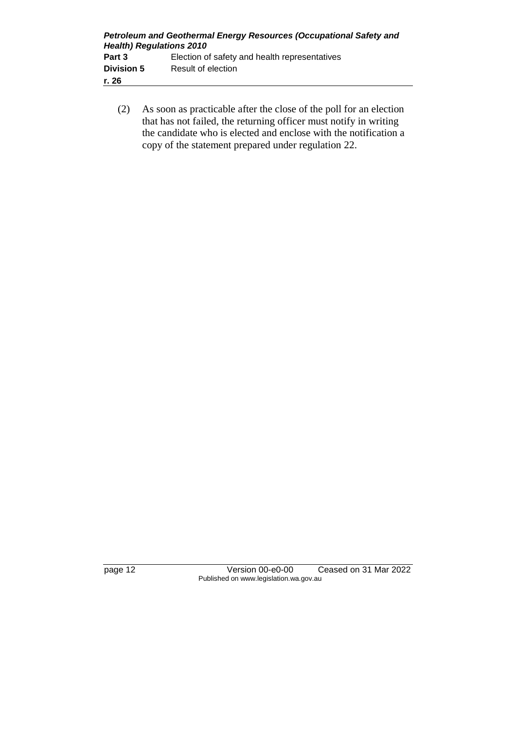(2) As soon as practicable after the close of the poll for an election that has not failed, the returning officer must notify in writing the candidate who is elected and enclose with the notification a copy of the statement prepared under regulation 22.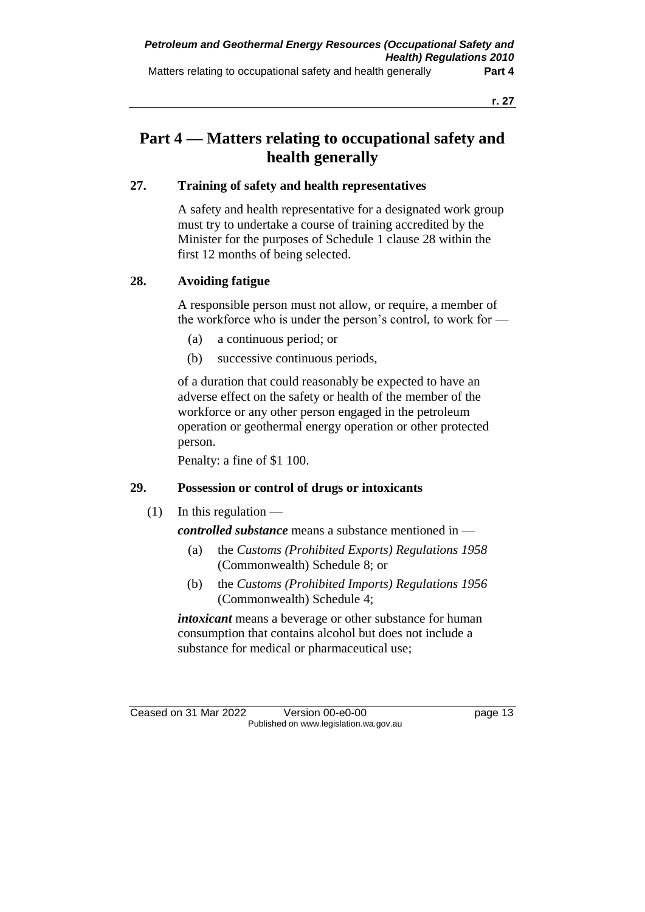# Part 4 — Matters relating to occupational safety and health generally

### 27. Training of safety and health representatives

A safety and health representative for a designated work group must try to undertake a course of training accredited by the Minister for the purposes of Schedule 1 clause 28 within the first 12 months of being selected.

### 28. Avoiding fatigue

A responsible person must not allow, or require, a member of the workforce who is under the person's control, to work for —

- (a) a continuous period; or
- (b) successive continuous periods,

of a duration that could reasonably be expected to have an adverse effect on the safety or health of the member of the workforce or any other person engaged in the petroleum operation or geothermal energy operation or other protected person.

Penalty: a fine of $1 100.

### 29. Possession or control of drugs or intoxicants

(1) In this regulation —

***controlled substance*** means a substance mentioned in —

- (a) the *Customs (Prohibited Exports) Regulations 1958* (Commonwealth) Schedule 8; or
- (b) the *Customs (Prohibited Imports) Regulations 1956* (Commonwealth) Schedule 4;

***intoxicant*** means a beverage or other substance for human consumption that contains alcohol but does not include a substance for medical or pharmaceutical use;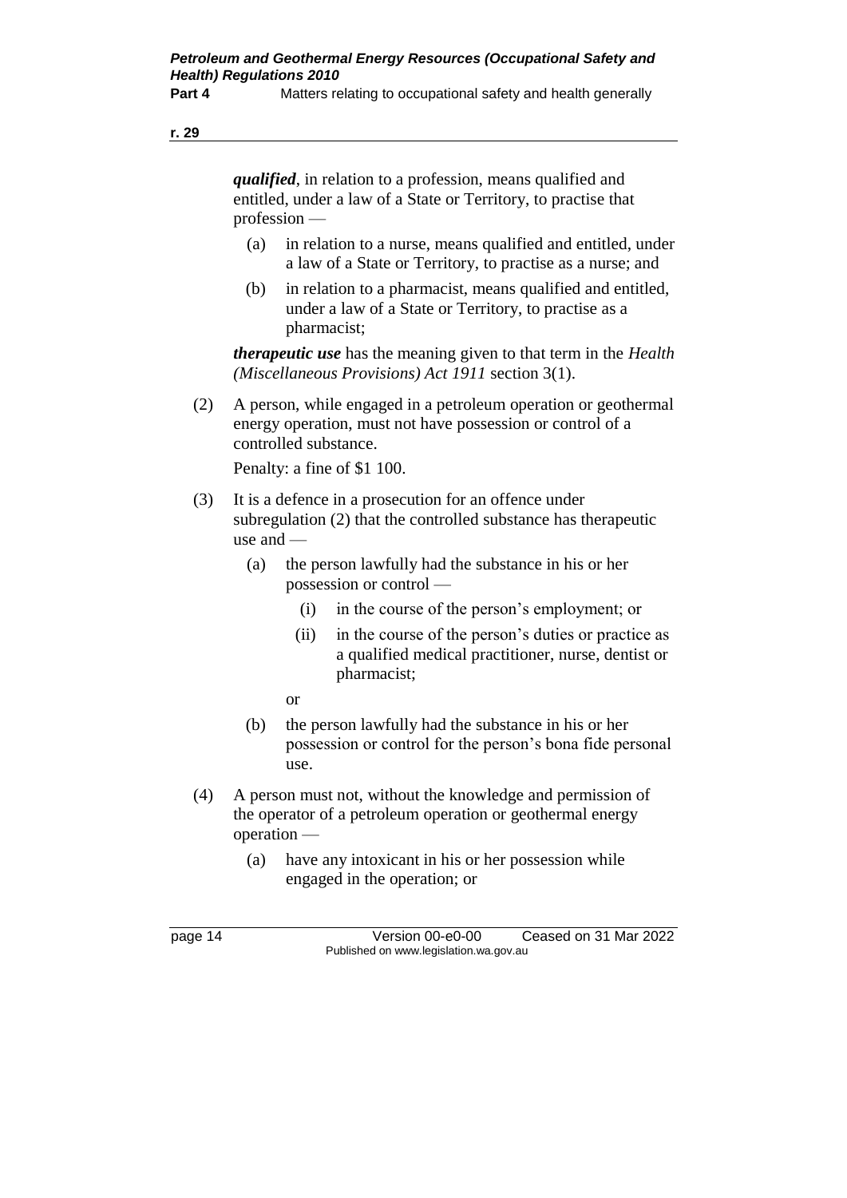***qualified***, in relation to a profession, means qualified and entitled, under a law of a State or Territory, to practise that profession —

(a) in relation to a nurse, means qualified and entitled, under a law of a State or Territory, to practise as a nurse; and

(b) in relation to a pharmacist, means qualified and entitled, under a law of a State or Territory, to practise as a pharmacist;

***therapeutic use*** has the meaning given to that term in the *Health (Miscellaneous Provisions) Act 1911* section 3(1).

(2) A person, while engaged in a petroleum operation or geothermal energy operation, must not have possession or control of a controlled substance.

Penalty: a fine of $1 100.

(3) It is a defence in a prosecution for an offence under subregulation (2) that the controlled substance has therapeutic use and —

(a) the person lawfully had the substance in his or her possession or control —

(i) in the course of the person's employment; or

(ii) in the course of the person's duties or practice as a qualified medical practitioner, nurse, dentist or pharmacist;

or

(b) the person lawfully had the substance in his or her possession or control for the person's bona fide personal use.

(4) A person must not, without the knowledge and permission of the operator of a petroleum operation or geothermal energy operation —

(a) have any intoxicant in his or her possession while engaged in the operation; or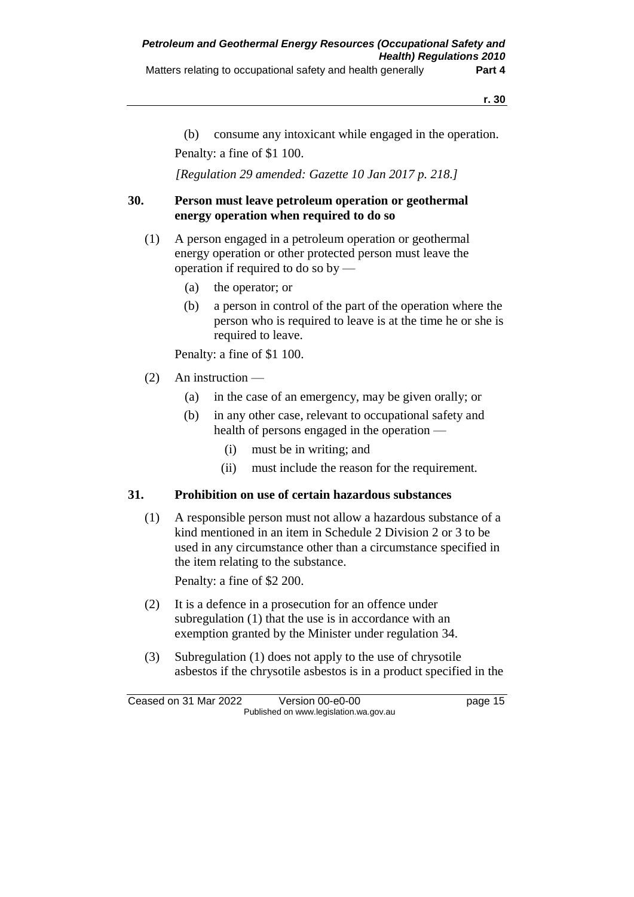(b) consume any intoxicant while engaged in the operation.

Penalty: a fine of $1 100.

*[Regulation 29 amended: Gazette 10 Jan 2017 p. 218.]*

**30. Person must leave petroleum operation or geothermal energy operation when required to do so**

(1) A person engaged in a petroleum operation or geothermal energy operation or other protected person must leave the operation if required to do so by —

(a) the operator; or

(b) a person in control of the part of the operation where the person who is required to leave is at the time he or she is required to leave.

Penalty: a fine of $1 100.

(2) An instruction —

(a) in the case of an emergency, may be given orally; or

(b) in any other case, relevant to occupational safety and health of persons engaged in the operation —

(i) must be in writing; and

(ii) must include the reason for the requirement.

**31. Prohibition on use of certain hazardous substances**

(1) A responsible person must not allow a hazardous substance of a kind mentioned in an item in Schedule 2 Division 2 or 3 to be used in any circumstance other than a circumstance specified in the item relating to the substance.

Penalty: a fine of $2 200.

(2) It is a defence in a prosecution for an offence under subregulation (1) that the use is in accordance with an exemption granted by the Minister under regulation 34.

(3) Subregulation (1) does not apply to the use of chrysotile asbestos if the chrysotile asbestos is in a product specified in the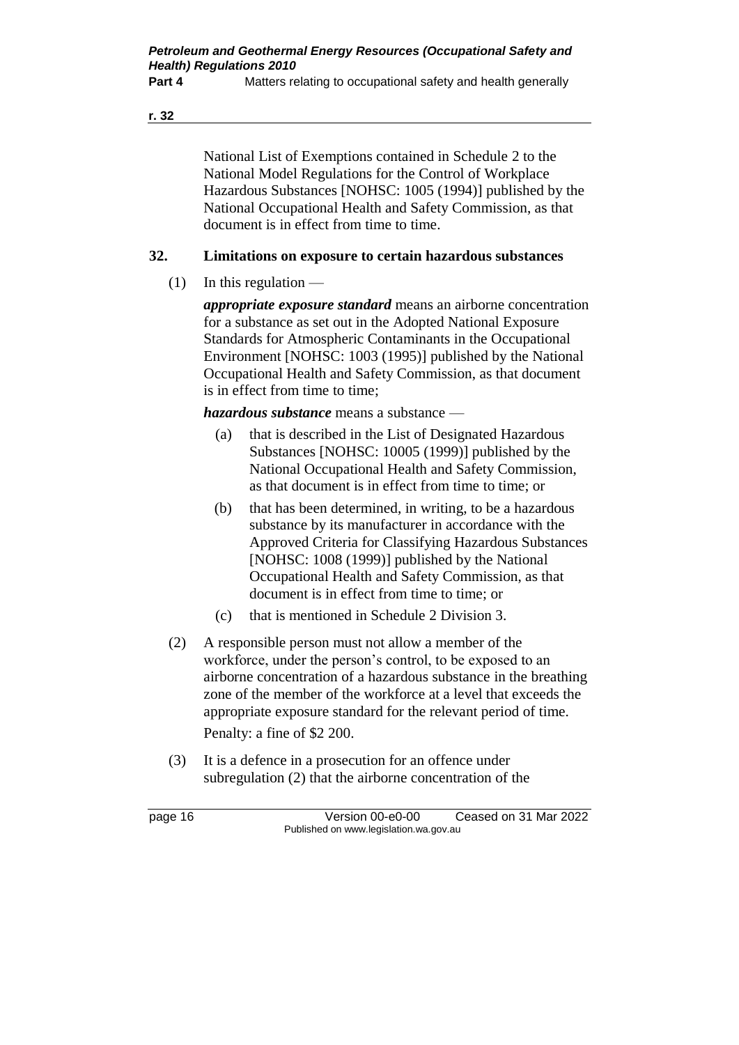National List of Exemptions contained in Schedule 2 to the National Model Regulations for the Control of Workplace Hazardous Substances [NOHSC: 1005 (1994)] published by the National Occupational Health and Safety Commission, as that document is in effect from time to time.

## 32. Limitations on exposure to certain hazardous substances

(1) In this regulation —

***appropriate exposure standard*** means an airborne concentration for a substance as set out in the Adopted National Exposure Standards for Atmospheric Contaminants in the Occupational Environment [NOHSC: 1003 (1995)] published by the National Occupational Health and Safety Commission, as that document is in effect from time to time;

***hazardous substance*** means a substance —

(a) that is described in the List of Designated Hazardous Substances [NOHSC: 10005 (1999)] published by the National Occupational Health and Safety Commission, as that document is in effect from time to time; or

(b) that has been determined, in writing, to be a hazardous substance by its manufacturer in accordance with the Approved Criteria for Classifying Hazardous Substances [NOHSC: 1008 (1999)] published by the National Occupational Health and Safety Commission, as that document is in effect from time to time; or

(c) that is mentioned in Schedule 2 Division 3.

(2) A responsible person must not allow a member of the workforce, under the person's control, to be exposed to an airborne concentration of a hazardous substance in the breathing zone of the member of the workforce at a level that exceeds the appropriate exposure standard for the relevant period of time.

Penalty: a fine of $2 200.

(3) It is a defence in a prosecution for an offence under subregulation (2) that the airborne concentration of the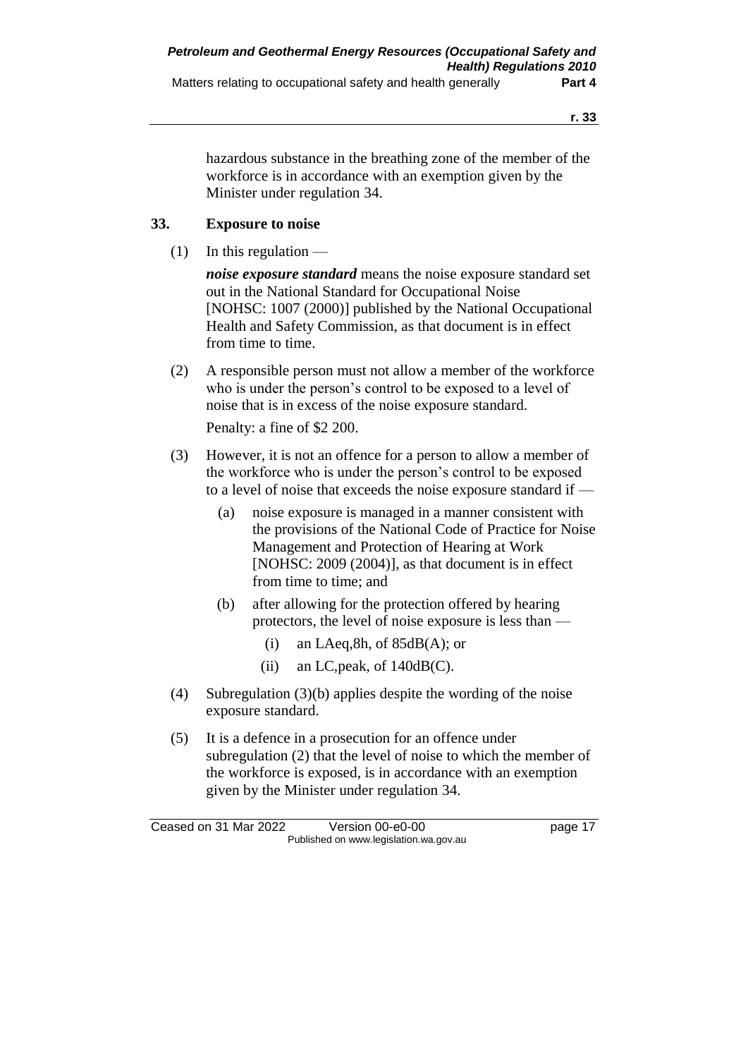hazardous substance in the breathing zone of the member of the workforce is in accordance with an exemption given by the Minister under regulation 34.

## 33. Exposure to noise

(1) In this regulation —

***noise exposure standard*** means the noise exposure standard set out in the National Standard for Occupational Noise [NOHSC: 1007 (2000)] published by the National Occupational Health and Safety Commission, as that document is in effect from time to time.

(2) A responsible person must not allow a member of the workforce who is under the person's control to be exposed to a level of noise that is in excess of the noise exposure standard.

Penalty: a fine of $2 200.

(3) However, it is not an offence for a person to allow a member of the workforce who is under the person's control to be exposed to a level of noise that exceeds the noise exposure standard if —

  (a) noise exposure is managed in a manner consistent with the provisions of the National Code of Practice for Noise Management and Protection of Hearing at Work [NOHSC: 2009 (2004)], as that document is in effect from time to time; and

  (b) after allowing for the protection offered by hearing protectors, the level of noise exposure is less than —

    (i) an LAeq,8h, of 85dB(A); or

    (ii) an LC,peak, of 140dB(C).

(4) Subregulation (3)(b) applies despite the wording of the noise exposure standard.

(5) It is a defence in a prosecution for an offence under subregulation (2) that the level of noise to which the member of the workforce is exposed, is in accordance with an exemption given by the Minister under regulation 34.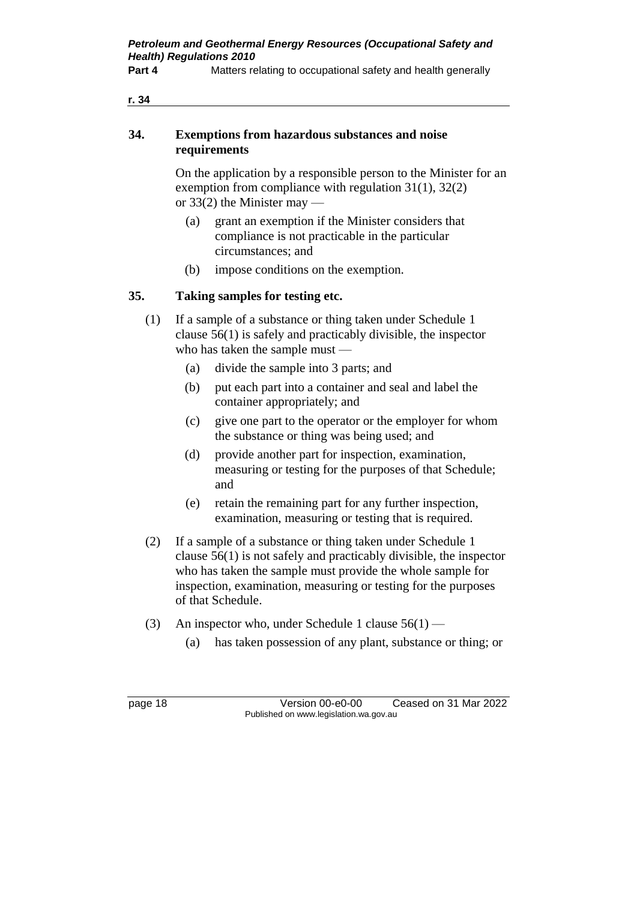## 34. Exemptions from hazardous substances and noise requirements

On the application by a responsible person to the Minister for an exemption from compliance with regulation 31(1), 32(2) or 33(2) the Minister may —

(a) grant an exemption if the Minister considers that compliance is not practicable in the particular circumstances; and

(b) impose conditions on the exemption.

## 35. Taking samples for testing etc.

(1) If a sample of a substance or thing taken under Schedule 1 clause 56(1) is safely and practicably divisible, the inspector who has taken the sample must —

(a) divide the sample into 3 parts; and

(b) put each part into a container and seal and label the container appropriately; and

(c) give one part to the operator or the employer for whom the substance or thing was being used; and

(d) provide another part for inspection, examination, measuring or testing for the purposes of that Schedule; and

(e) retain the remaining part for any further inspection, examination, measuring or testing that is required.

(2) If a sample of a substance or thing taken under Schedule 1 clause 56(1) is not safely and practicably divisible, the inspector who has taken the sample must provide the whole sample for inspection, examination, measuring or testing for the purposes of that Schedule.

(3) An inspector who, under Schedule 1 clause 56(1) —

(a) has taken possession of any plant, substance or thing; or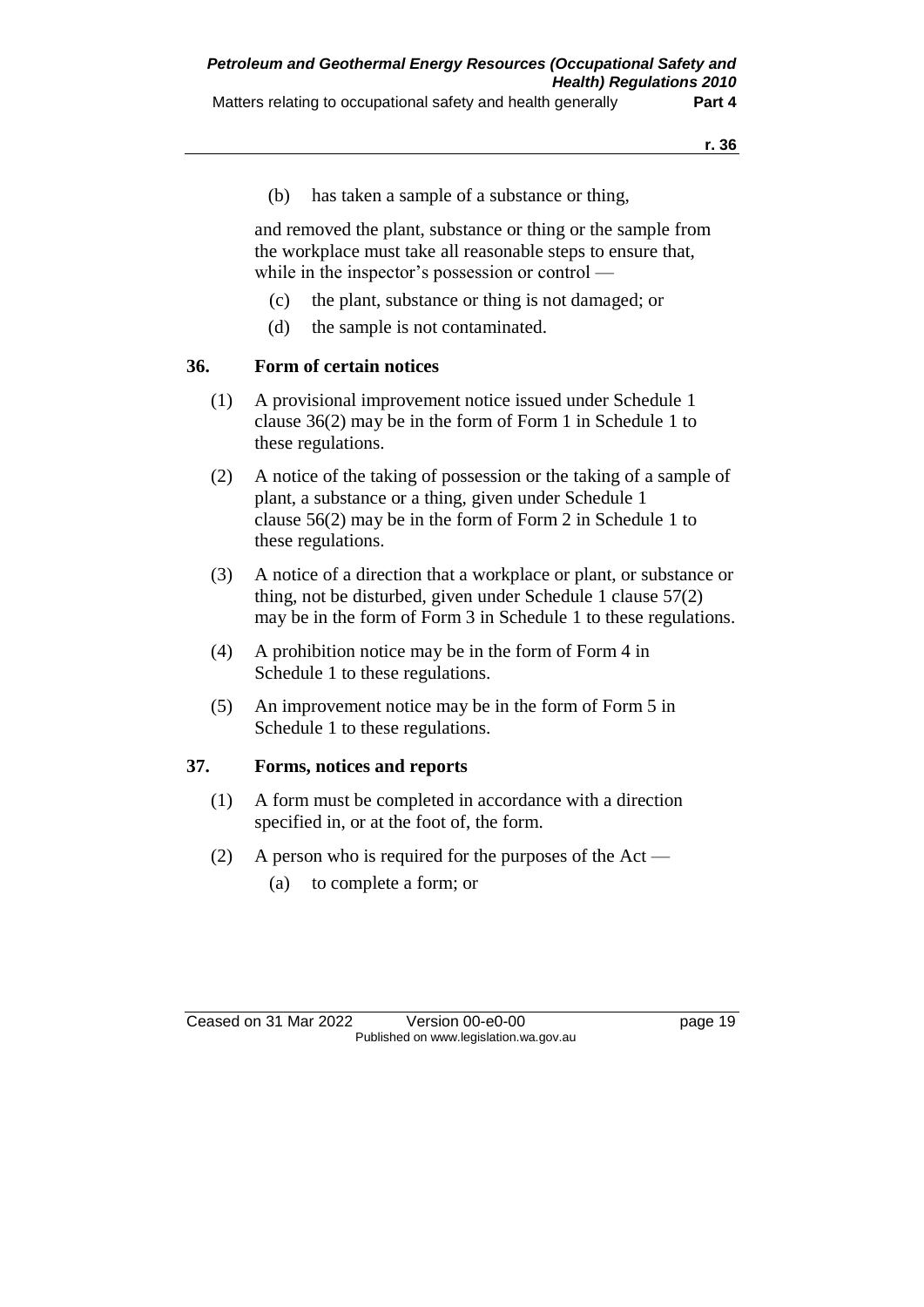(b) has taken a sample of a substance or thing,

and removed the plant, substance or thing or the sample from the workplace must take all reasonable steps to ensure that, while in the inspector's possession or control —

(c) the plant, substance or thing is not damaged; or

(d) the sample is not contaminated.

## 36. Form of certain notices

(1) A provisional improvement notice issued under Schedule 1 clause 36(2) may be in the form of Form 1 in Schedule 1 to these regulations.

(2) A notice of the taking of possession or the taking of a sample of plant, a substance or a thing, given under Schedule 1 clause 56(2) may be in the form of Form 2 in Schedule 1 to these regulations.

(3) A notice of a direction that a workplace or plant, or substance or thing, not be disturbed, given under Schedule 1 clause 57(2) may be in the form of Form 3 in Schedule 1 to these regulations.

(4) A prohibition notice may be in the form of Form 4 in Schedule 1 to these regulations.

(5) An improvement notice may be in the form of Form 5 in Schedule 1 to these regulations.

## 37. Forms, notices and reports

(1) A form must be completed in accordance with a direction specified in, or at the foot of, the form.

(2) A person who is required for the purposes of the Act —

(a) to complete a form; or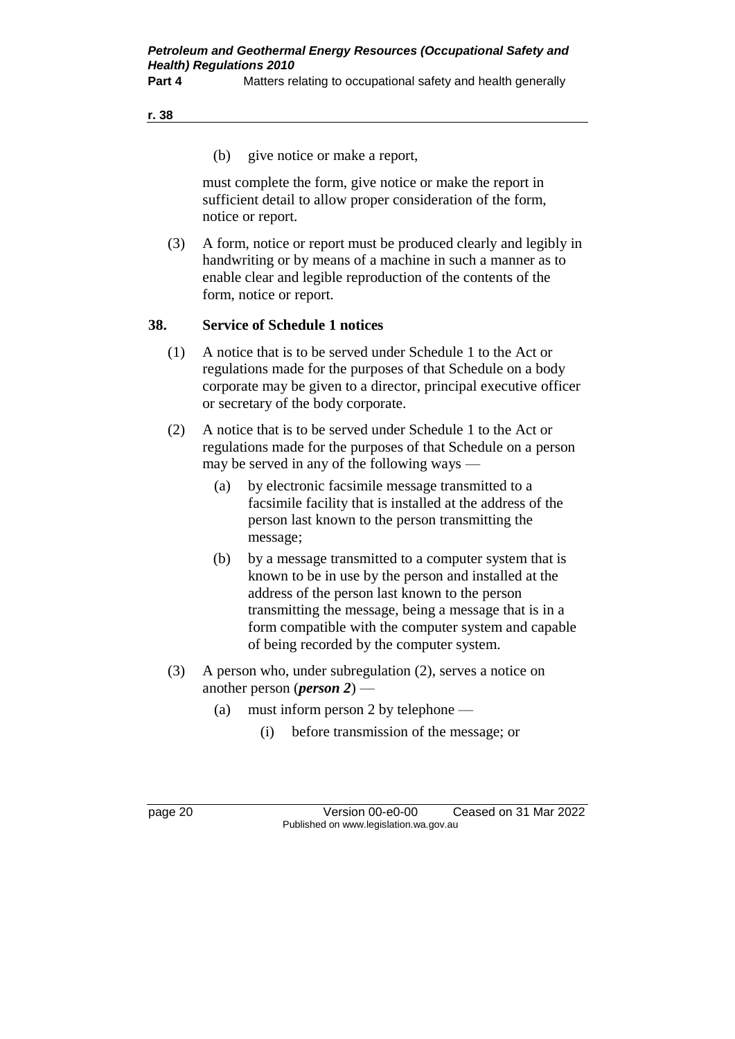(b) give notice or make a report,

must complete the form, give notice or make the report in sufficient detail to allow proper consideration of the form, notice or report.

(3) A form, notice or report must be produced clearly and legibly in handwriting or by means of a machine in such a manner as to enable clear and legible reproduction of the contents of the form, notice or report.

## 38. Service of Schedule 1 notices

(1) A notice that is to be served under Schedule 1 to the Act or regulations made for the purposes of that Schedule on a body corporate may be given to a director, principal executive officer or secretary of the body corporate.

(2) A notice that is to be served under Schedule 1 to the Act or regulations made for the purposes of that Schedule on a person may be served in any of the following ways —

(a) by electronic facsimile message transmitted to a facsimile facility that is installed at the address of the person last known to the person transmitting the message;

(b) by a message transmitted to a computer system that is known to be in use by the person and installed at the address of the person last known to the person transmitting the message, being a message that is in a form compatible with the computer system and capable of being recorded by the computer system.

(3) A person who, under subregulation (2), serves a notice on another person (***person 2***) —

(a) must inform person 2 by telephone —

(i) before transmission of the message; or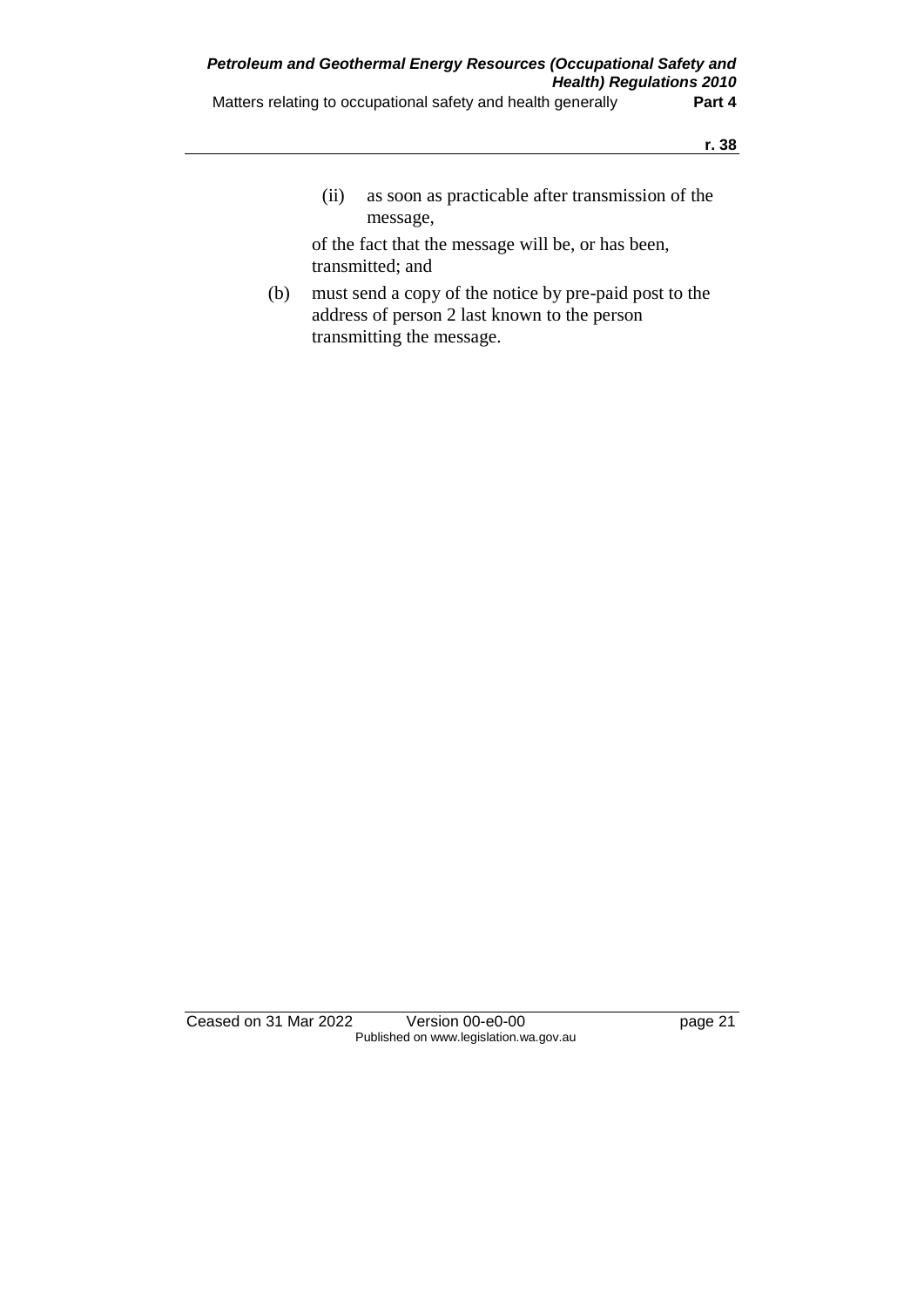(ii) as soon as practicable after transmission of the message,

of the fact that the message will be, or has been, transmitted; and

(b) must send a copy of the notice by pre-paid post to the address of person 2 last known to the person transmitting the message.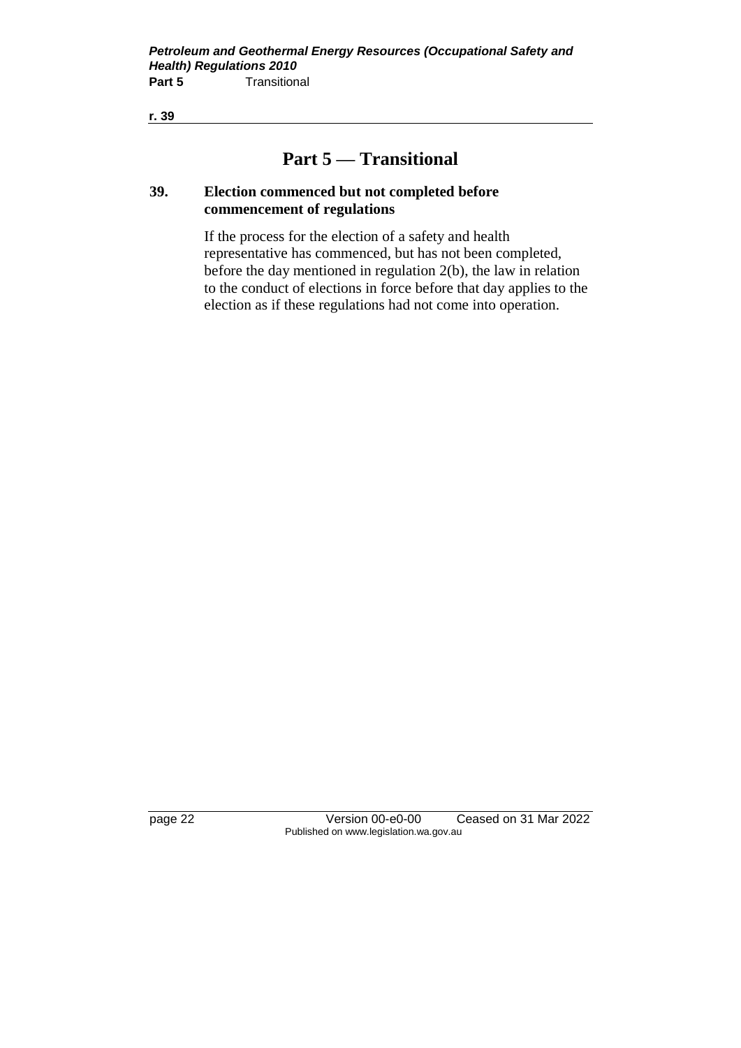# Part 5 — Transitional

## 39. Election commenced but not completed before commencement of regulations

If the process for the election of a safety and health representative has commenced, but has not been completed, before the day mentioned in regulation 2(b), the law in relation to the conduct of elections in force before that day applies to the election as if these regulations had not come into operation.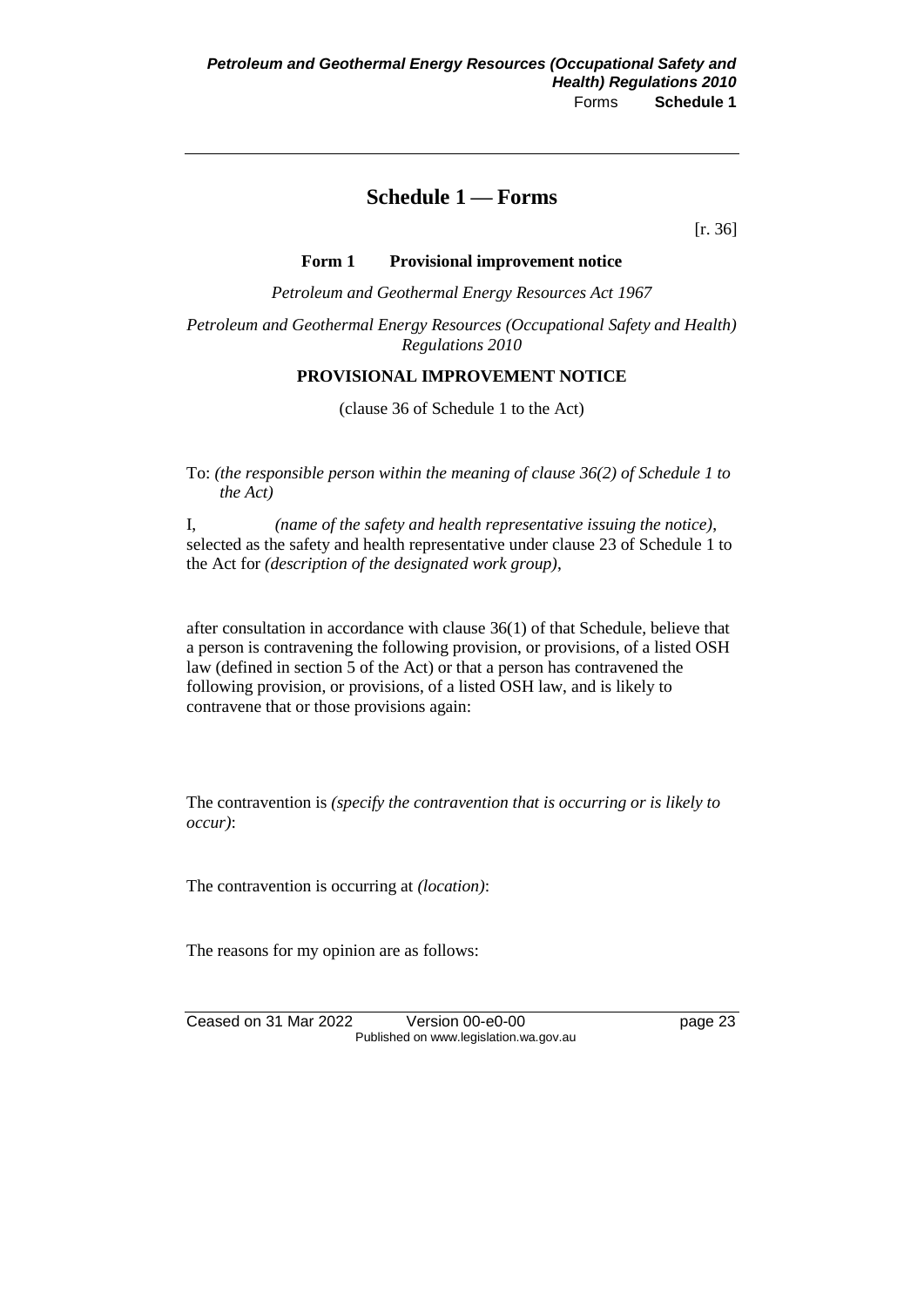# Schedule 1 — Forms

[r. 36]

### Form 1 Provisional improvement notice

*Petroleum and Geothermal Energy Resources Act 1967*

*Petroleum and Geothermal Energy Resources (Occupational Safety and Health) Regulations 2010*

**PROVISIONAL IMPROVEMENT NOTICE**

(clause 36 of Schedule 1 to the Act)

To: *(the responsible person within the meaning of clause 36(2) of Schedule 1 to the Act)*

I, *(name of the safety and health representative issuing the notice)*, selected as the safety and health representative under clause 23 of Schedule 1 to the Act for *(description of the designated work group)*,

after consultation in accordance with clause 36(1) of that Schedule, believe that a person is contravening the following provision, or provisions, of a listed OSH law (defined in section 5 of the Act) or that a person has contravened the following provision, or provisions, of a listed OSH law, and is likely to contravene that or those provisions again:

The contravention is *(specify the contravention that is occurring or is likely to occur)*:

The contravention is occurring at *(location)*:

The reasons for my opinion are as follows: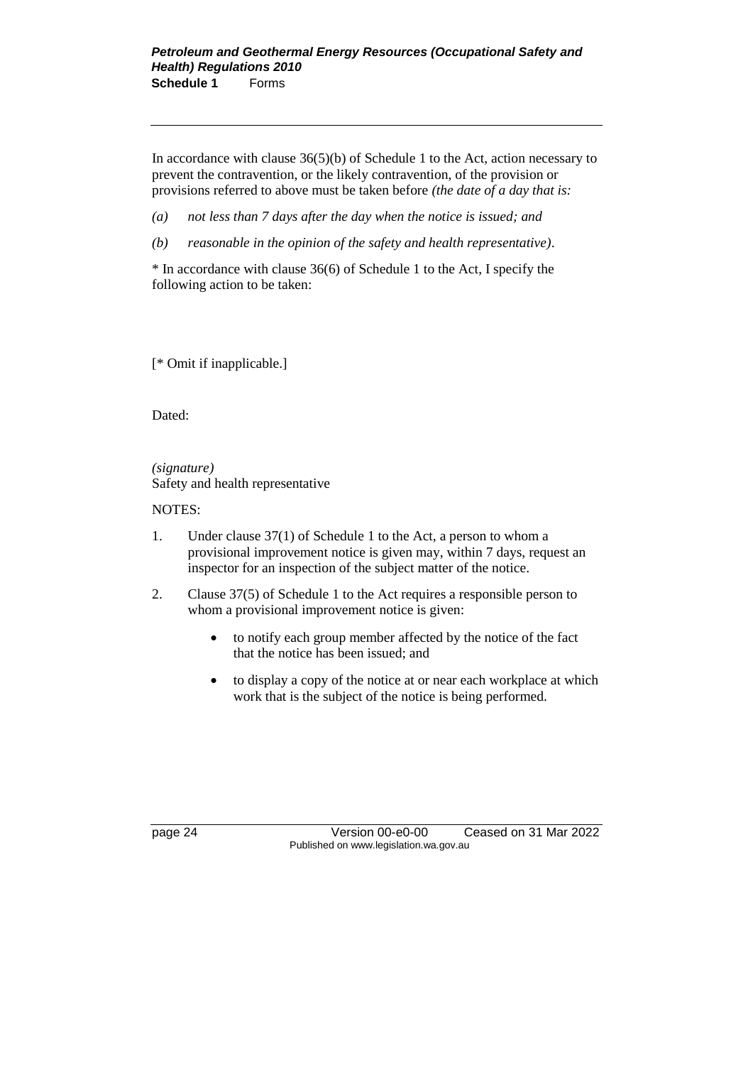In accordance with clause 36(5)(b) of Schedule 1 to the Act, action necessary to prevent the contravention, or the likely contravention, of the provision or provisions referred to above must be taken before *(the date of a day that is:*

*(a) not less than 7 days after the day when the notice is issued; and*

*(b) reasonable in the opinion of the safety and health representative)*.

* In accordance with clause 36(6) of Schedule 1 to the Act, I specify the following action to be taken:

[* Omit if inapplicable.]

Dated:

*(signature)*
Safety and health representative

NOTES:

1. Under clause 37(1) of Schedule 1 to the Act, a person to whom a provisional improvement notice is given may, within 7 days, request an inspector for an inspection of the subject matter of the notice.

2. Clause 37(5) of Schedule 1 to the Act requires a responsible person to whom a provisional improvement notice is given:

    - to notify each group member affected by the notice of the fact that the notice has been issued; and

    - to display a copy of the notice at or near each workplace at which work that is the subject of the notice is being performed.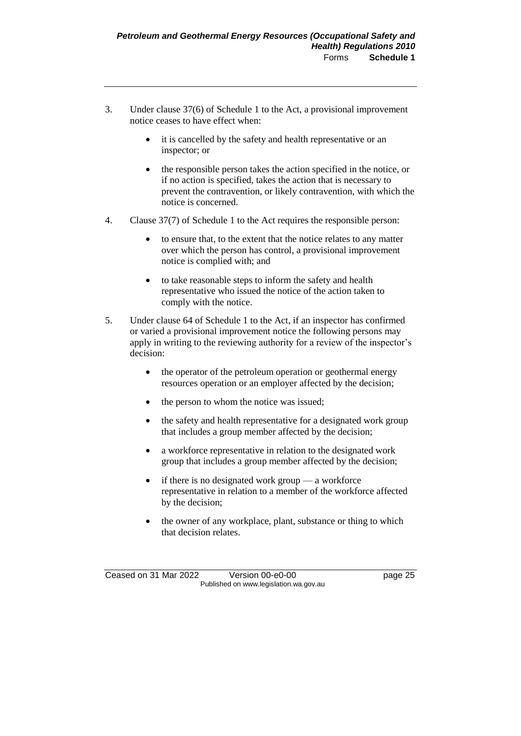3. Under clause 37(6) of Schedule 1 to the Act, a provisional improvement notice ceases to have effect when:

   - it is cancelled by the safety and health representative or an inspector; or
   - the responsible person takes the action specified in the notice, or if no action is specified, takes the action that is necessary to prevent the contravention, or likely contravention, with which the notice is concerned.

4. Clause 37(7) of Schedule 1 to the Act requires the responsible person:

   - to ensure that, to the extent that the notice relates to any matter over which the person has control, a provisional improvement notice is complied with; and
   - to take reasonable steps to inform the safety and health representative who issued the notice of the action taken to comply with the notice.

5. Under clause 64 of Schedule 1 to the Act, if an inspector has confirmed or varied a provisional improvement notice the following persons may apply in writing to the reviewing authority for a review of the inspector's decision:

   - the operator of the petroleum operation or geothermal energy resources operation or an employer affected by the decision;
   - the person to whom the notice was issued;
   - the safety and health representative for a designated work group that includes a group member affected by the decision;
   - a workforce representative in relation to the designated work group that includes a group member affected by the decision;
   - if there is no designated work group — a workforce representative in relation to a member of the workforce affected by the decision;
   - the owner of any workplace, plant, substance or thing to which that decision relates.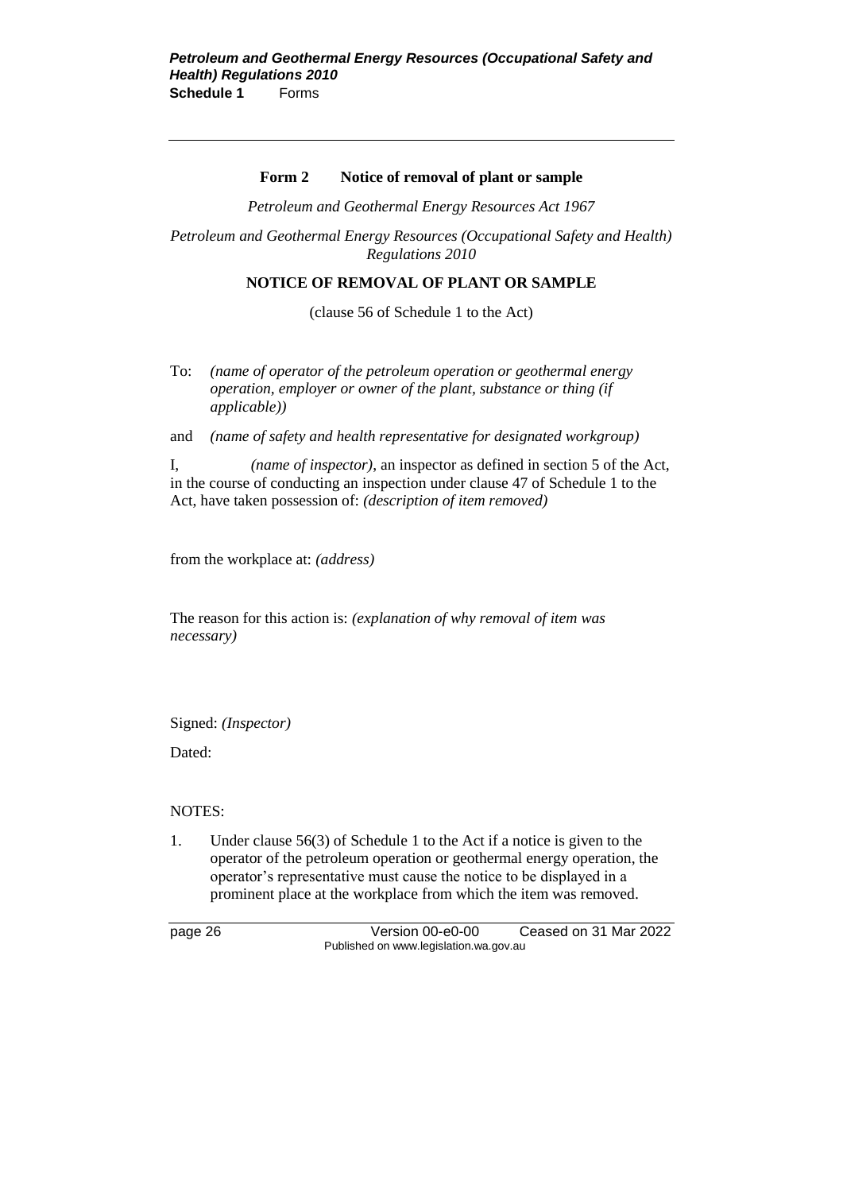## Form 2 Notice of removal of plant or sample

*Petroleum and Geothermal Energy Resources Act 1967*

*Petroleum and Geothermal Energy Resources (Occupational Safety and Health) Regulations 2010*

**NOTICE OF REMOVAL OF PLANT OR SAMPLE**

(clause 56 of Schedule 1 to the Act)

To: *(name of operator of the petroleum operation or geothermal energy operation, employer or owner of the plant, substance or thing (if applicable))*

and *(name of safety and health representative for designated workgroup)*

I, *(name of inspector)*, an inspector as defined in section 5 of the Act, in the course of conducting an inspection under clause 47 of Schedule 1 to the Act, have taken possession of: *(description of item removed)*

from the workplace at: *(address)*

The reason for this action is: *(explanation of why removal of item was necessary)*

Signed: *(Inspector)*

Dated:

NOTES:

1. Under clause 56(3) of Schedule 1 to the Act if a notice is given to the operator of the petroleum operation or geothermal energy operation, the operator's representative must cause the notice to be displayed in a prominent place at the workplace from which the item was removed.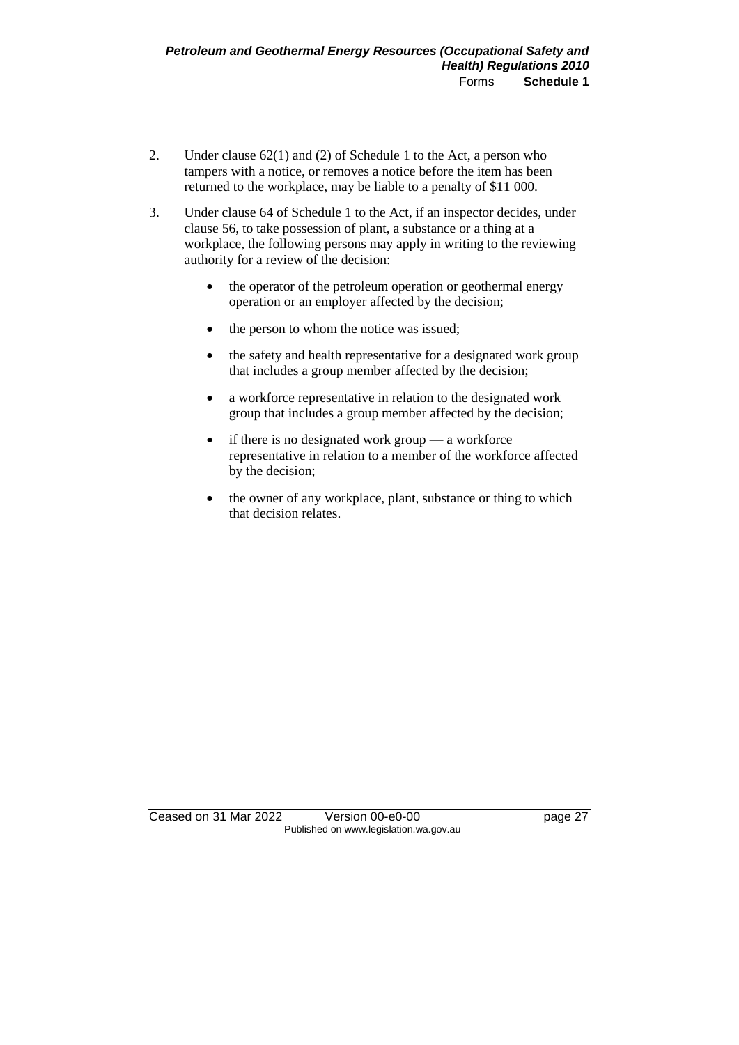2. Under clause 62(1) and (2) of Schedule 1 to the Act, a person who tampers with a notice, or removes a notice before the item has been returned to the workplace, may be liable to a penalty of $11 000.

3. Under clause 64 of Schedule 1 to the Act, if an inspector decides, under clause 56, to take possession of plant, a substance or a thing at a workplace, the following persons may apply in writing to the reviewing authority for a review of the decision:

   - the operator of the petroleum operation or geothermal energy operation or an employer affected by the decision;
   - the person to whom the notice was issued;
   - the safety and health representative for a designated work group that includes a group member affected by the decision;
   - a workforce representative in relation to the designated work group that includes a group member affected by the decision;
   - if there is no designated work group — a workforce representative in relation to a member of the workforce affected by the decision;
   - the owner of any workplace, plant, substance or thing to which that decision relates.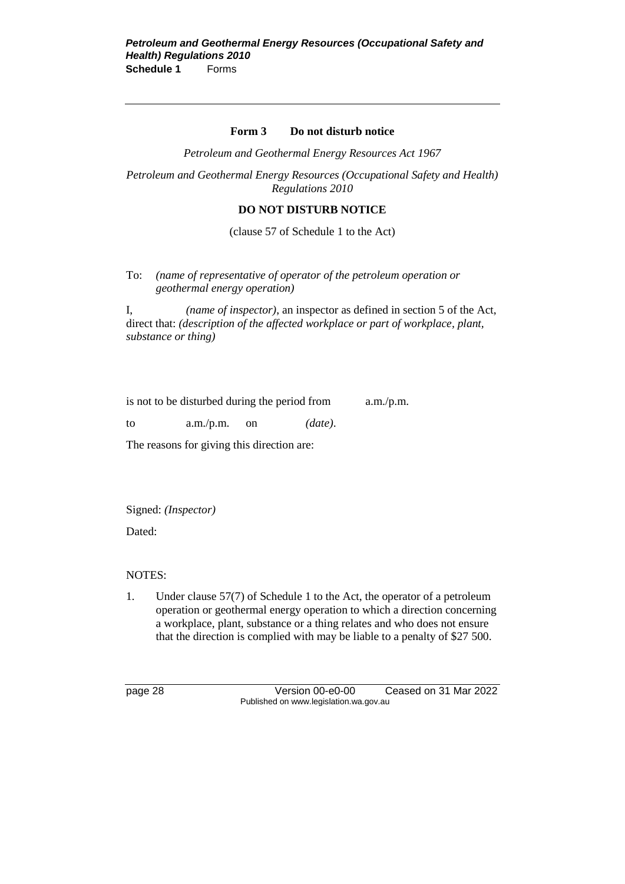## Form 3 Do not disturb notice

*Petroleum and Geothermal Energy Resources Act 1967*

*Petroleum and Geothermal Energy Resources (Occupational Safety and Health) Regulations 2010*

**DO NOT DISTURB NOTICE**

(clause 57 of Schedule 1 to the Act)

To: *(name of representative of operator of the petroleum operation or geothermal energy operation)*

I, *(name of inspector)*, an inspector as defined in section 5 of the Act, direct that: *(description of the affected workplace or part of workplace, plant, substance or thing)*

is not to be disturbed during the period from a.m./p.m.

to a.m./p.m. on *(date)*.

The reasons for giving this direction are:

Signed: *(Inspector)*

Dated:

NOTES:

1. Under clause 57(7) of Schedule 1 to the Act, the operator of a petroleum operation or geothermal energy operation to which a direction concerning a workplace, plant, substance or a thing relates and who does not ensure that the direction is complied with may be liable to a penalty of $27 500.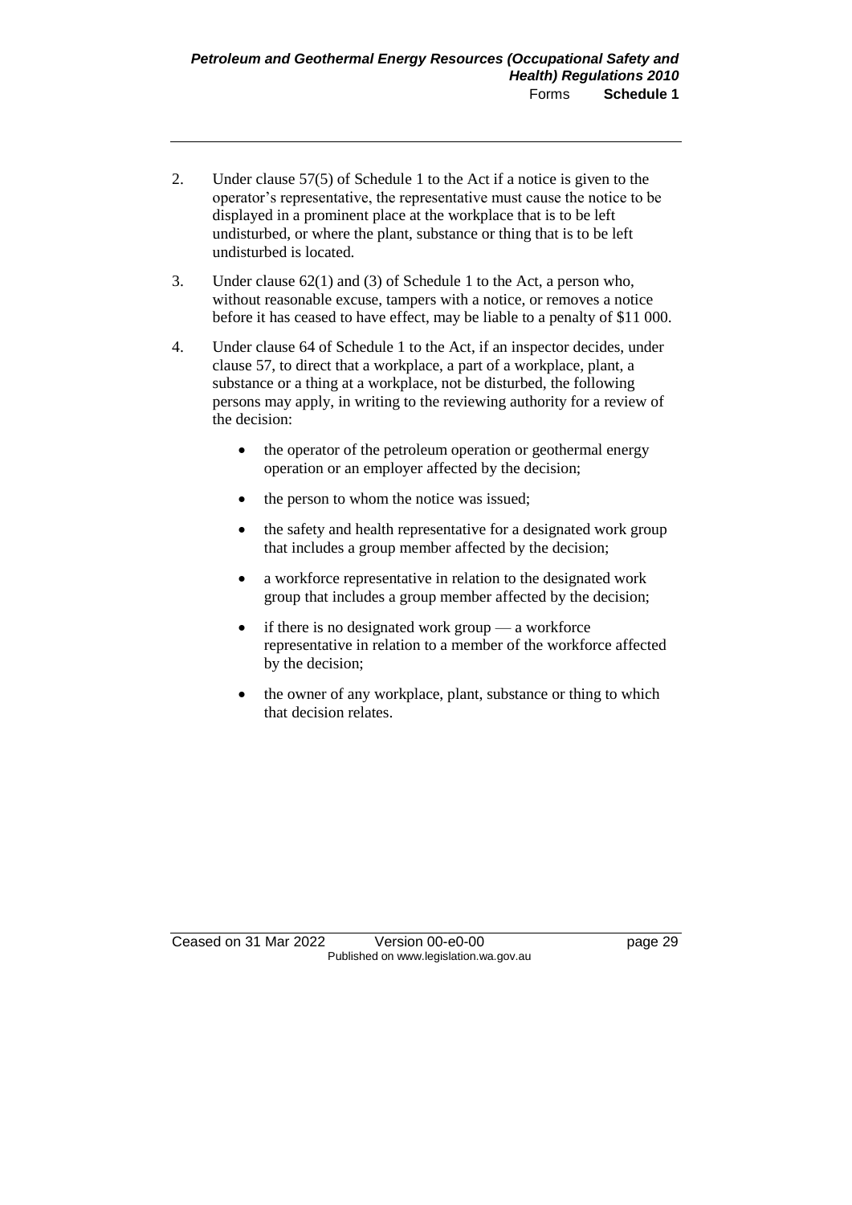2. Under clause 57(5) of Schedule 1 to the Act if a notice is given to the operator's representative, the representative must cause the notice to be displayed in a prominent place at the workplace that is to be left undisturbed, or where the plant, substance or thing that is to be left undisturbed is located.

3. Under clause 62(1) and (3) of Schedule 1 to the Act, a person who, without reasonable excuse, tampers with a notice, or removes a notice before it has ceased to have effect, may be liable to a penalty of $11 000.

4. Under clause 64 of Schedule 1 to the Act, if an inspector decides, under clause 57, to direct that a workplace, a part of a workplace, plant, a substance or a thing at a workplace, not be disturbed, the following persons may apply, in writing to the reviewing authority for a review of the decision:

   - the operator of the petroleum operation or geothermal energy operation or an employer affected by the decision;
   - the person to whom the notice was issued;
   - the safety and health representative for a designated work group that includes a group member affected by the decision;
   - a workforce representative in relation to the designated work group that includes a group member affected by the decision;
   - if there is no designated work group — a workforce representative in relation to a member of the workforce affected by the decision;
   - the owner of any workplace, plant, substance or thing to which that decision relates.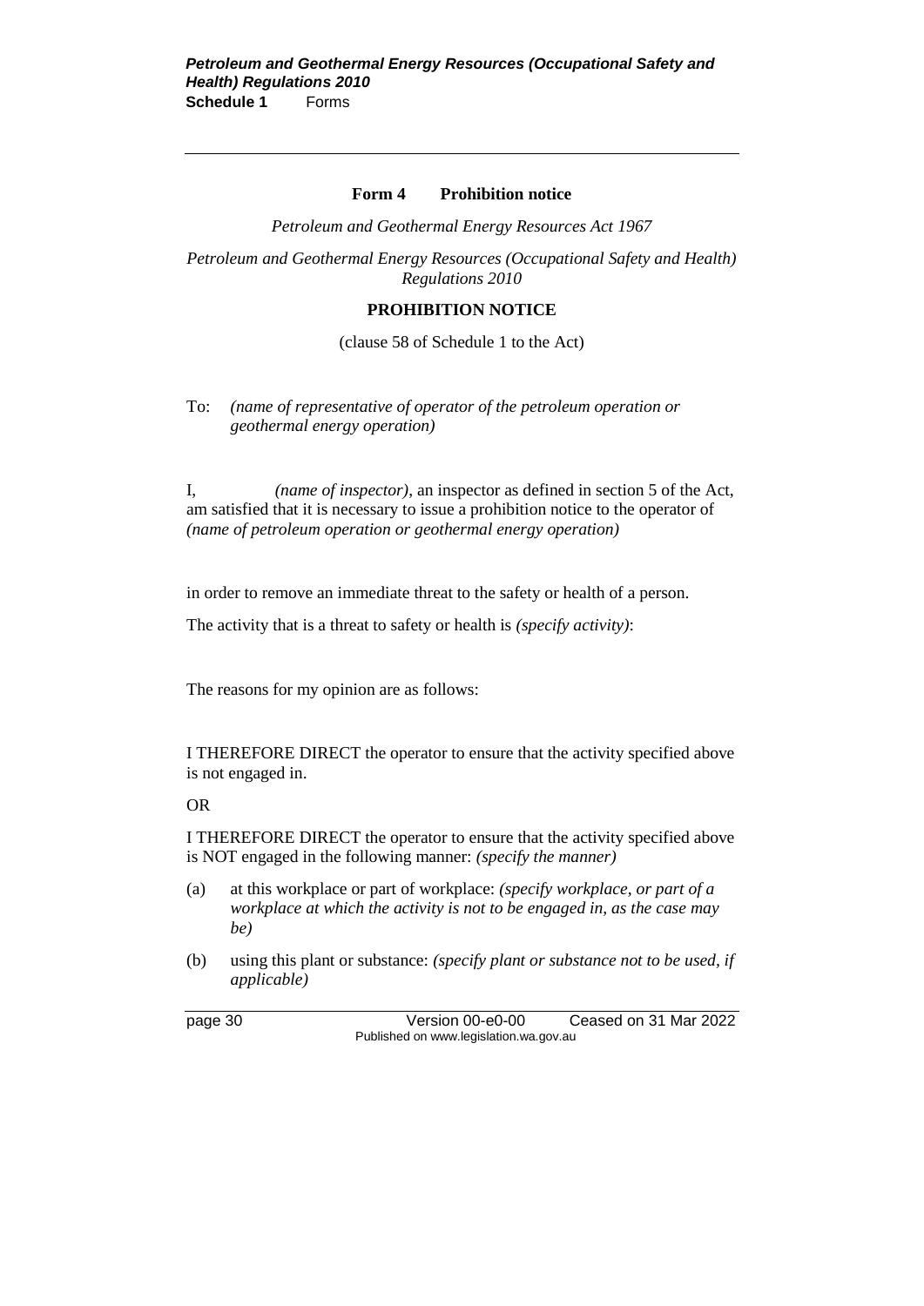## Form 4 Prohibition notice

*Petroleum and Geothermal Energy Resources Act 1967*

*Petroleum and Geothermal Energy Resources (Occupational Safety and Health) Regulations 2010*

**PROHIBITION NOTICE**

(clause 58 of Schedule 1 to the Act)

To: *(name of representative of operator of the petroleum operation or geothermal energy operation)*

I, *(name of inspector)*, an inspector as defined in section 5 of the Act, am satisfied that it is necessary to issue a prohibition notice to the operator of *(name of petroleum operation or geothermal energy operation)*

in order to remove an immediate threat to the safety or health of a person.

The activity that is a threat to safety or health is *(specify activity)*:

The reasons for my opinion are as follows:

I THEREFORE DIRECT the operator to ensure that the activity specified above is not engaged in.

OR

I THEREFORE DIRECT the operator to ensure that the activity specified above is NOT engaged in the following manner: *(specify the manner)*

(a) at this workplace or part of workplace: *(specify workplace, or part of a workplace at which the activity is not to be engaged in, as the case may be)*

(b) using this plant or substance: *(specify plant or substance not to be used, if applicable)*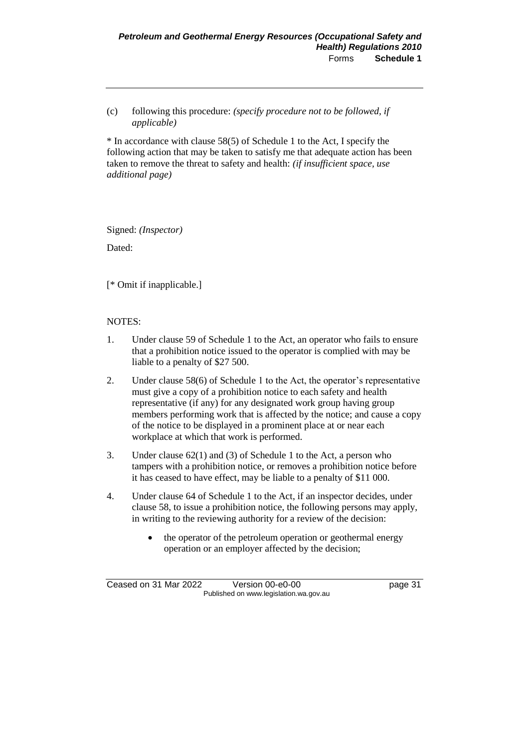(c) following this procedure: *(specify procedure not to be followed, if applicable)*

* In accordance with clause 58(5) of Schedule 1 to the Act, I specify the following action that may be taken to satisfy me that adequate action has been taken to remove the threat to safety and health: *(if insufficient space, use additional page)*

Signed: *(Inspector)*

Dated:

[* Omit if inapplicable.]

NOTES:

1. Under clause 59 of Schedule 1 to the Act, an operator who fails to ensure that a prohibition notice issued to the operator is complied with may be liable to a penalty of $27 500.
2. Under clause 58(6) of Schedule 1 to the Act, the operator's representative must give a copy of a prohibition notice to each safety and health representative (if any) for any designated work group having group members performing work that is affected by the notice; and cause a copy of the notice to be displayed in a prominent place at or near each workplace at which that work is performed.
3. Under clause 62(1) and (3) of Schedule 1 to the Act, a person who tampers with a prohibition notice, or removes a prohibition notice before it has ceased to have effect, may be liable to a penalty of $11 000.
4. Under clause 64 of Schedule 1 to the Act, if an inspector decides, under clause 58, to issue a prohibition notice, the following persons may apply, in writing to the reviewing authority for a review of the decision:
   - the operator of the petroleum operation or geothermal energy operation or an employer affected by the decision;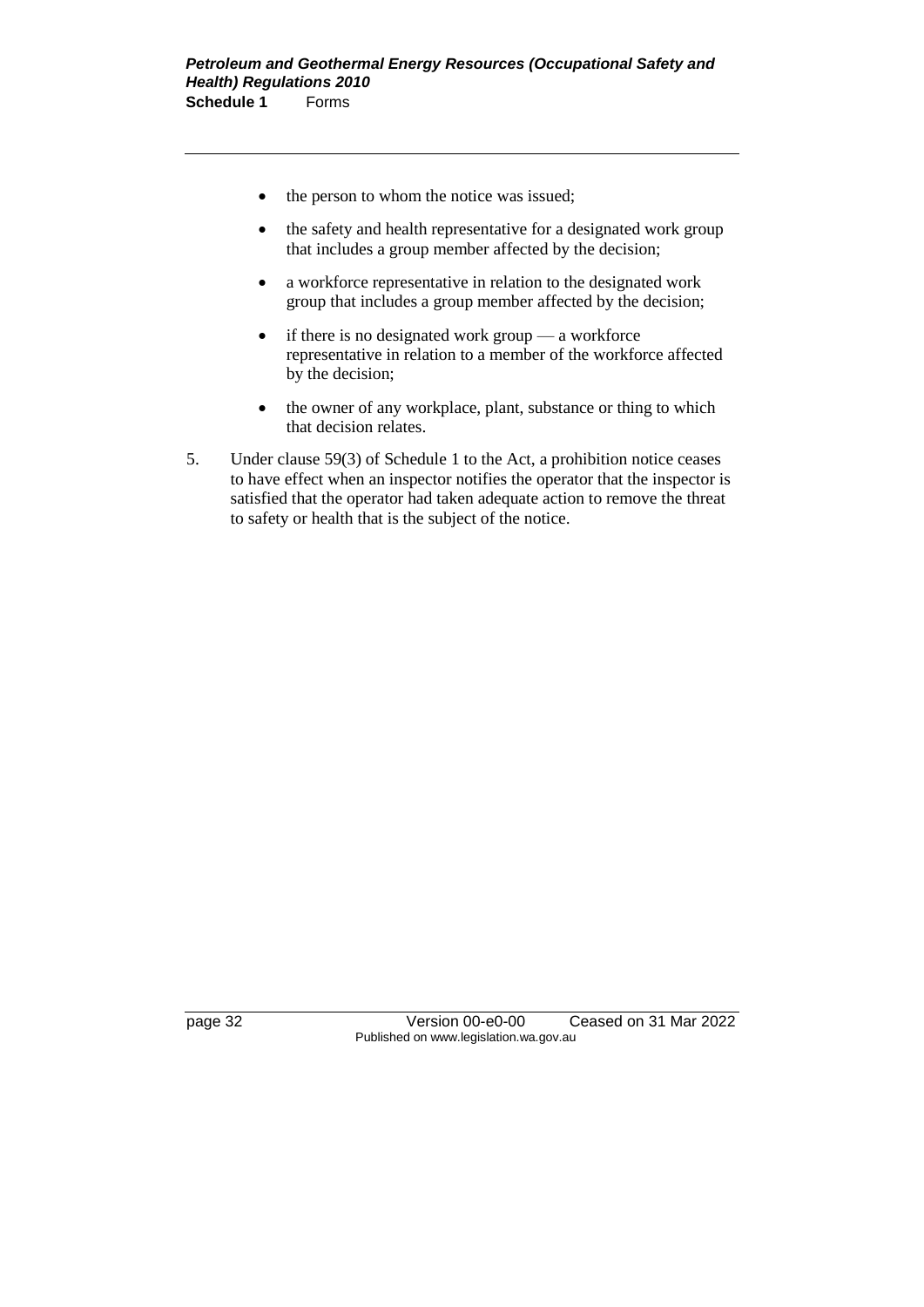- the person to whom the notice was issued;
- the safety and health representative for a designated work group that includes a group member affected by the decision;
- a workforce representative in relation to the designated work group that includes a group member affected by the decision;
- if there is no designated work group — a workforce representative in relation to a member of the workforce affected by the decision;
- the owner of any workplace, plant, substance or thing to which that decision relates.

5. Under clause 59(3) of Schedule 1 to the Act, a prohibition notice ceases to have effect when an inspector notifies the operator that the inspector is satisfied that the operator had taken adequate action to remove the threat to safety or health that is the subject of the notice.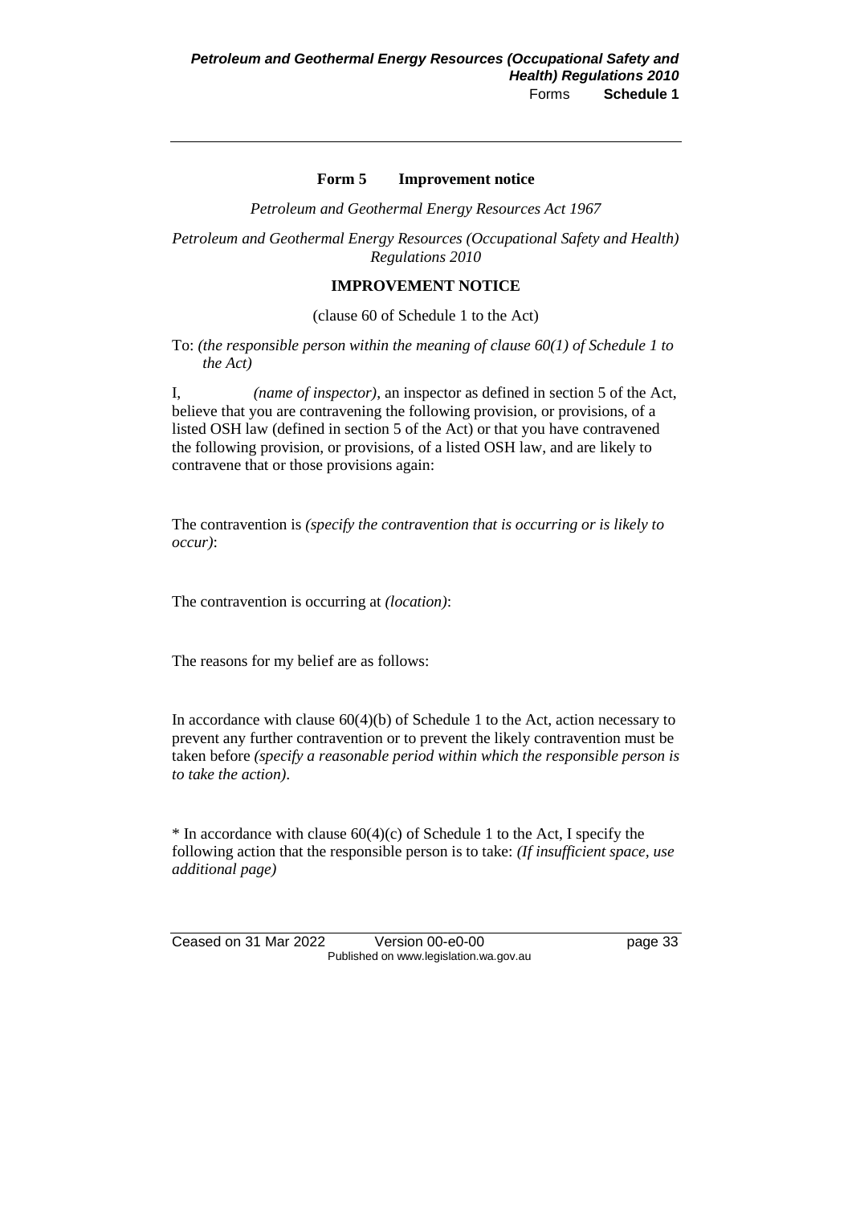## Form 5 Improvement notice

*Petroleum and Geothermal Energy Resources Act 1967*

*Petroleum and Geothermal Energy Resources (Occupational Safety and Health) Regulations 2010*

**IMPROVEMENT NOTICE**

(clause 60 of Schedule 1 to the Act)

To: *(the responsible person within the meaning of clause 60(1) of Schedule 1 to the Act)*

I, *(name of inspector)*, an inspector as defined in section 5 of the Act, believe that you are contravening the following provision, or provisions, of a listed OSH law (defined in section 5 of the Act) or that you have contravened the following provision, or provisions, of a listed OSH law, and are likely to contravene that or those provisions again:

The contravention is *(specify the contravention that is occurring or is likely to occur)*:

The contravention is occurring at *(location)*:

The reasons for my belief are as follows:

In accordance with clause 60(4)(b) of Schedule 1 to the Act, action necessary to prevent any further contravention or to prevent the likely contravention must be taken before *(specify a reasonable period within which the responsible person is to take the action)*.

* In accordance with clause 60(4)(c) of Schedule 1 to the Act, I specify the following action that the responsible person is to take: *(If insufficient space, use additional page)*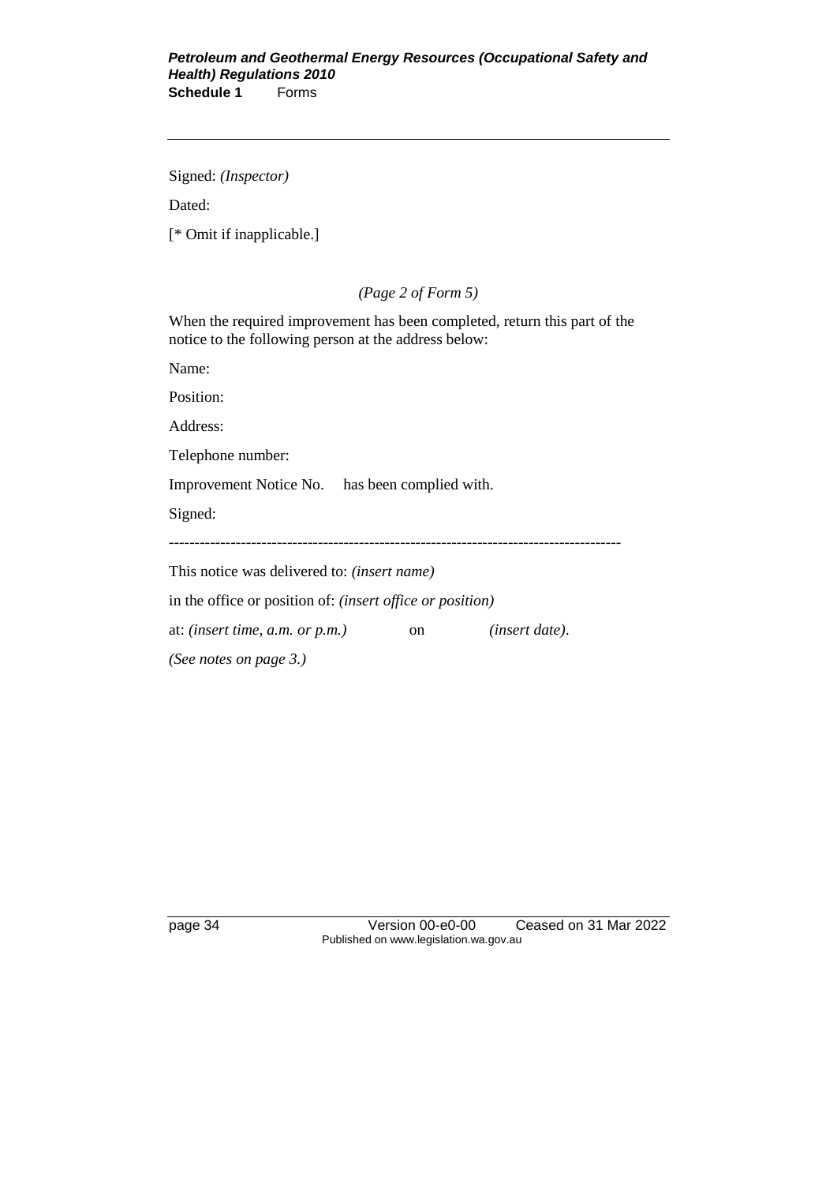Signed: *(Inspector)*

Dated:

[* Omit if inapplicable.]

*(Page 2 of Form 5)*

When the required improvement has been completed, return this part of the notice to the following person at the address below:

Name:

Position:

Address:

Telephone number:

Improvement Notice No.     has been complied with.

Signed:

-----------------------------------------------------------------------------------------

This notice was delivered to: *(insert name)*

in the office or position of: *(insert office or position)*

at: *(insert time, a.m. or p.m.)*     on     *(insert date)*.

*(See notes on page 3.)*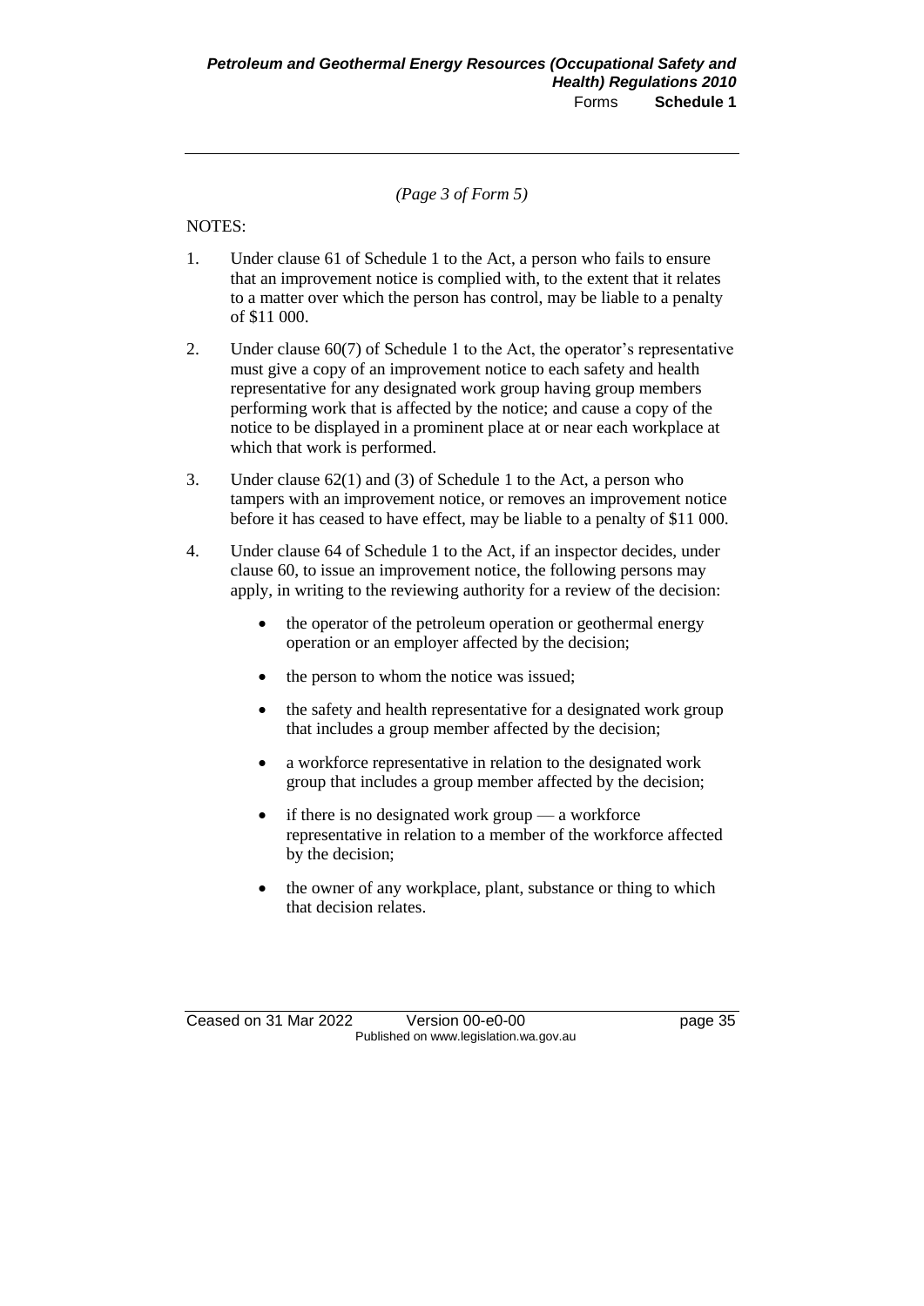*(Page 3 of Form 5)*

NOTES:

1. Under clause 61 of Schedule 1 to the Act, a person who fails to ensure that an improvement notice is complied with, to the extent that it relates to a matter over which the person has control, may be liable to a penalty of $11 000.

2. Under clause 60(7) of Schedule 1 to the Act, the operator's representative must give a copy of an improvement notice to each safety and health representative for any designated work group having group members performing work that is affected by the notice; and cause a copy of the notice to be displayed in a prominent place at or near each workplace at which that work is performed.

3. Under clause 62(1) and (3) of Schedule 1 to the Act, a person who tampers with an improvement notice, or removes an improvement notice before it has ceased to have effect, may be liable to a penalty of $11 000.

4. Under clause 64 of Schedule 1 to the Act, if an inspector decides, under clause 60, to issue an improvement notice, the following persons may apply, in writing to the reviewing authority for a review of the decision:

   - the operator of the petroleum operation or geothermal energy operation or an employer affected by the decision;
   - the person to whom the notice was issued;
   - the safety and health representative for a designated work group that includes a group member affected by the decision;
   - a workforce representative in relation to the designated work group that includes a group member affected by the decision;
   - if there is no designated work group — a workforce representative in relation to a member of the workforce affected by the decision;
   - the owner of any workplace, plant, substance or thing to which that decision relates.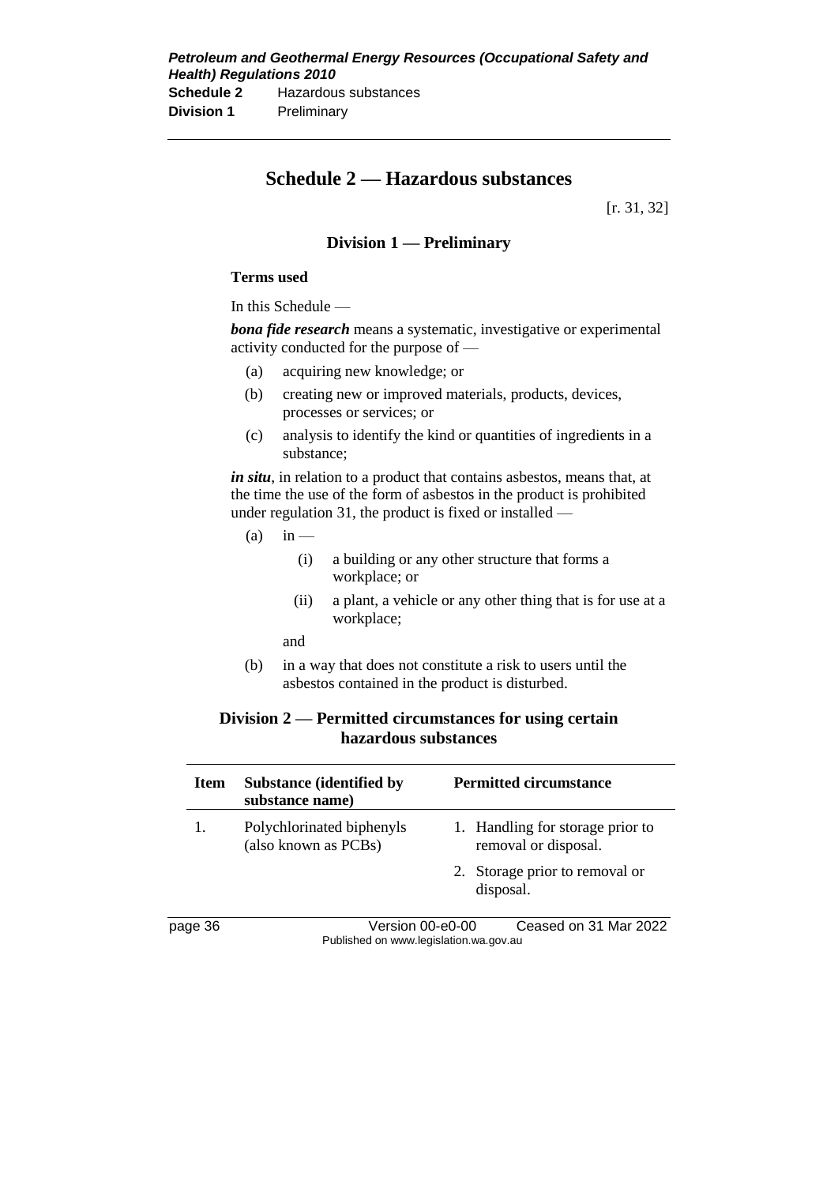# Schedule 2 — Hazardous substances

[r. 31, 32]

## Division 1 — Preliminary

### Terms used

In this Schedule —

***bona fide research*** means a systematic, investigative or experimental activity conducted for the purpose of —

- (a) acquiring new knowledge; or
- (b) creating new or improved materials, products, devices, processes or services; or
- (c) analysis to identify the kind or quantities of ingredients in a substance;

***in situ***, in relation to a product that contains asbestos, means that, at the time the use of the form of asbestos in the product is prohibited under regulation 31, the product is fixed or installed —

- (a) in —
  - (i) a building or any other structure that forms a workplace; or
  - (ii) a plant, a vehicle or any other thing that is for use at a workplace;

  and
- (b) in a way that does not constitute a risk to users until the asbestos contained in the product is disturbed.

## Division 2 — Permitted circumstances for using certain hazardous substances

| Item | Substance (identified by substance name) | Permitted circumstance |
|---|---|---|
| 1. | Polychlorinated biphenyls (also known as PCBs) | 1. Handling for storage prior to removal or disposal. |
| | | 2. Storage prior to removal or disposal. |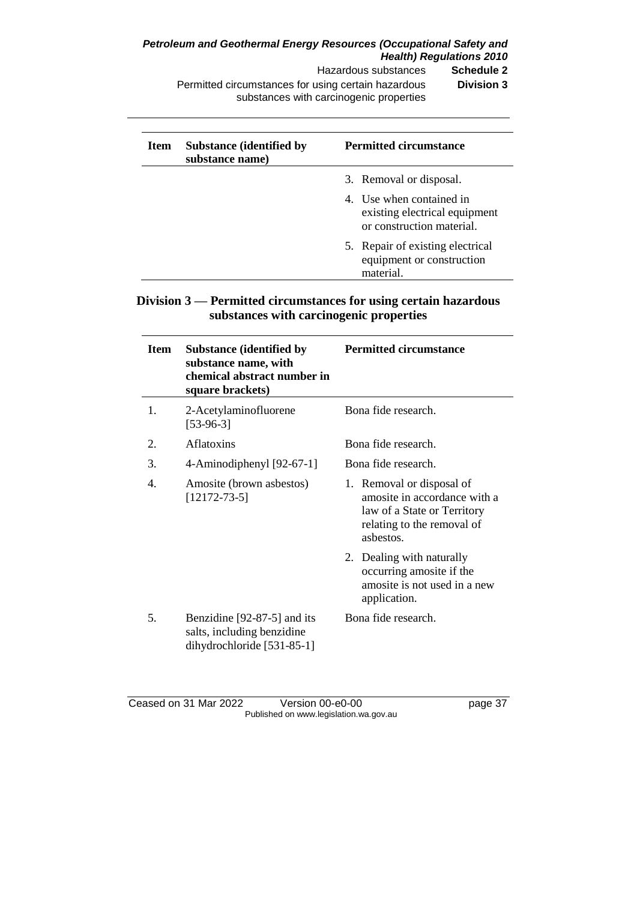| Item | Substance (identified by substance name) | Permitted circumstance |
|---|---|---|
| | | 3. Removal or disposal. |
| | | 4. Use when contained in existing electrical equipment or construction material. |
| | | 5. Repair of existing electrical equipment or construction material. |

## Division 3 — Permitted circumstances for using certain hazardous substances with carcinogenic properties

| Item | Substance (identified by substance name, with chemical abstract number in square brackets) | Permitted circumstance |
|---|---|---|
| 1. | 2-Acetylaminofluorene [53-96-3] | Bona fide research. |
| 2. | Aflatoxins | Bona fide research. |
| 3. | 4-Aminodiphenyl [92-67-1] | Bona fide research. |
| 4. | Amosite (brown asbestos) [12172-73-5] | 1. Removal or disposal of amosite in accordance with a law of a State or Territory relating to the removal of asbestos. |
| | | 2. Dealing with naturally occurring amosite if the amosite is not used in a new application. |
| 5. | Benzidine [92-87-5] and its salts, including benzidine dihydrochloride [531-85-1] | Bona fide research. |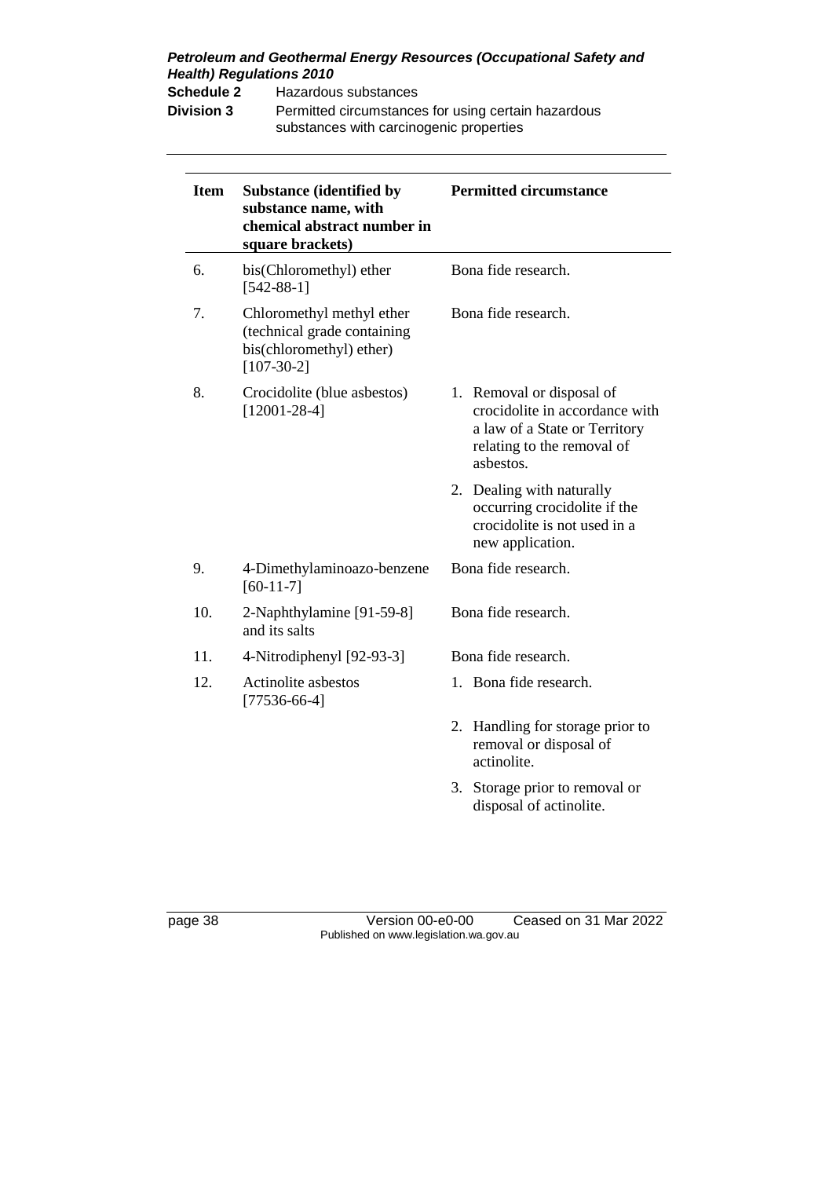| Item | Substance (identified by substance name, with chemical abstract number in square brackets) | Permitted circumstance |
|---|---|---|
| 6. | bis(Chloromethyl) ether [542-88-1] | Bona fide research. |
| 7. | Chloromethyl methyl ether (technical grade containing bis(chloromethyl) ether) [107-30-2] | Bona fide research. |
| 8. | Crocidolite (blue asbestos) [12001-28-4] | 1. Removal or disposal of crocidolite in accordance with a law of a State or Territory relating to the removal of asbestos. |
| | | 2. Dealing with naturally occurring crocidolite if the crocidolite is not used in a new application. |
| 9. | 4-Dimethylaminoazo-benzene [60-11-7] | Bona fide research. |
| 10. | 2-Naphthylamine [91-59-8] and its salts | Bona fide research. |
| 11. | 4-Nitrodiphenyl [92-93-3] | Bona fide research. |
| 12. | Actinolite asbestos [77536-66-4] | 1. Bona fide research. |
| | | 2. Handling for storage prior to removal or disposal of actinolite. |
| | | 3. Storage prior to removal or disposal of actinolite. |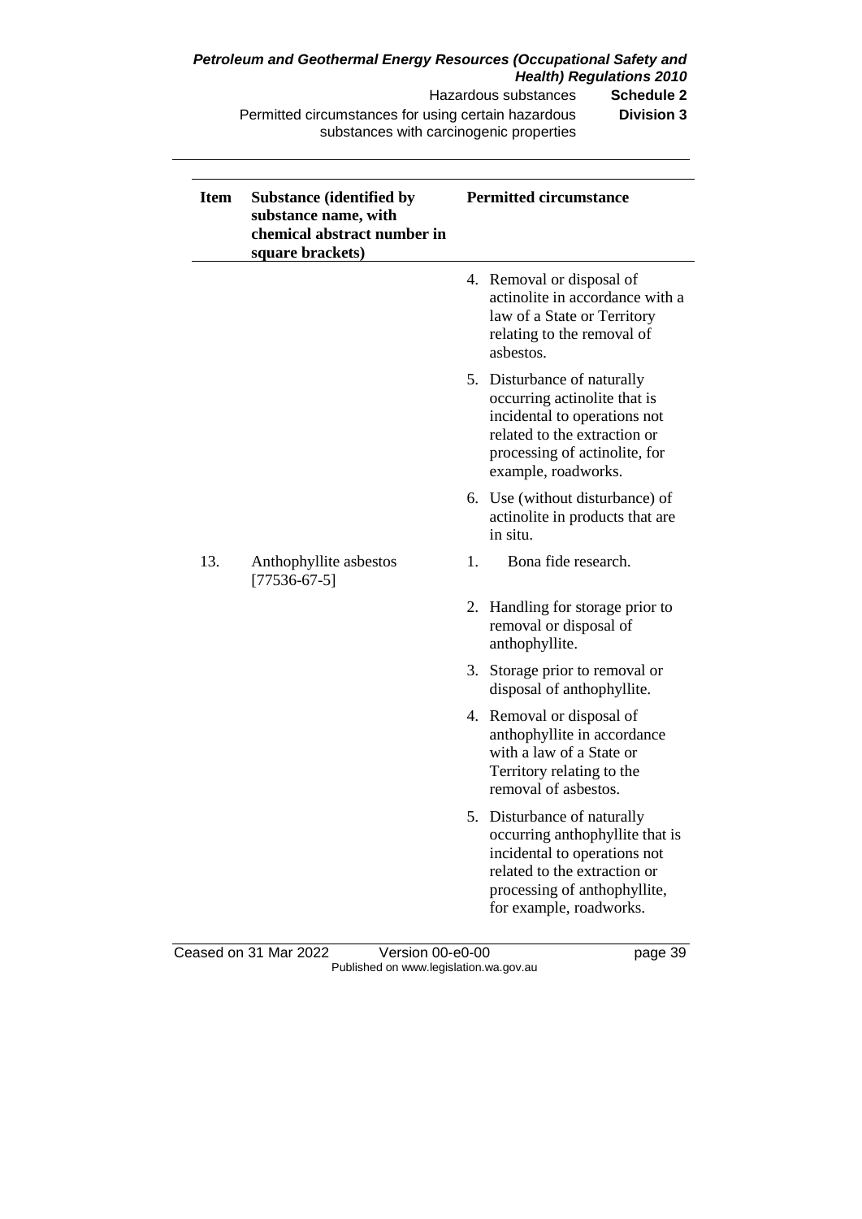| Item | Substance (identified by substance name, with chemical abstract number in square brackets) | Permitted circumstance |
|---|---|---|
| | | 4. Removal or disposal of actinolite in accordance with a law of a State or Territory relating to the removal of asbestos. |
| | | 5. Disturbance of naturally occurring actinolite that is incidental to operations not related to the extraction or processing of actinolite, for example, roadworks. |
| | | 6. Use (without disturbance) of actinolite in products that are in situ. |
| 13. | Anthophyllite asbestos [77536-67-5] | 1. Bona fide research. |
| | | 2. Handling for storage prior to removal or disposal of anthophyllite. |
| | | 3. Storage prior to removal or disposal of anthophyllite. |
| | | 4. Removal or disposal of anthophyllite in accordance with a law of a State or Territory relating to the removal of asbestos. |
| | | 5. Disturbance of naturally occurring anthophyllite that is incidental to operations not related to the extraction or processing of anthophyllite, for example, roadworks. |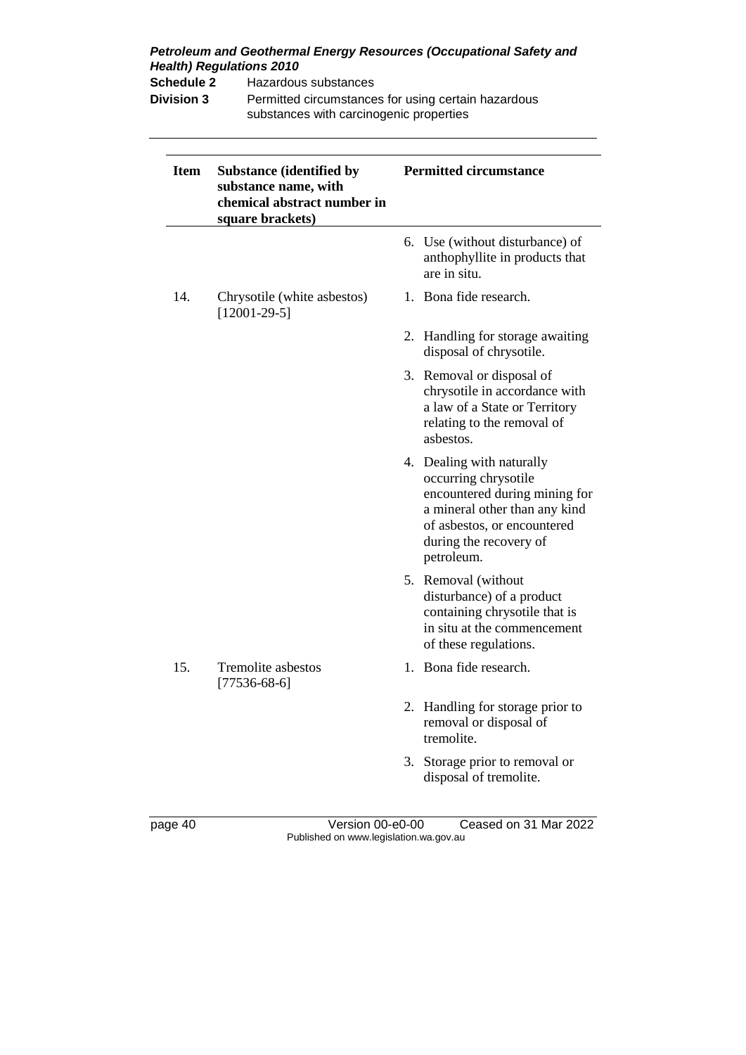| Item | Substance (identified by substance name, with chemical abstract number in square brackets) | Permitted circumstance |
|---|---|---|
| | | 6. Use (without disturbance) of anthophyllite in products that are in situ. |
| 14. | Chrysotile (white asbestos) [12001-29-5] | 1. Bona fide research. |
| | | 2. Handling for storage awaiting disposal of chrysotile. |
| | | 3. Removal or disposal of chrysotile in accordance with a law of a State or Territory relating to the removal of asbestos. |
| | | 4. Dealing with naturally occurring chrysotile encountered during mining for a mineral other than any kind of asbestos, or encountered during the recovery of petroleum. |
| | | 5. Removal (without disturbance) of a product containing chrysotile that is in situ at the commencement of these regulations. |
| 15. | Tremolite asbestos [77536-68-6] | 1. Bona fide research. |
| | | 2. Handling for storage prior to removal or disposal of tremolite. |
| | | 3. Storage prior to removal or disposal of tremolite. |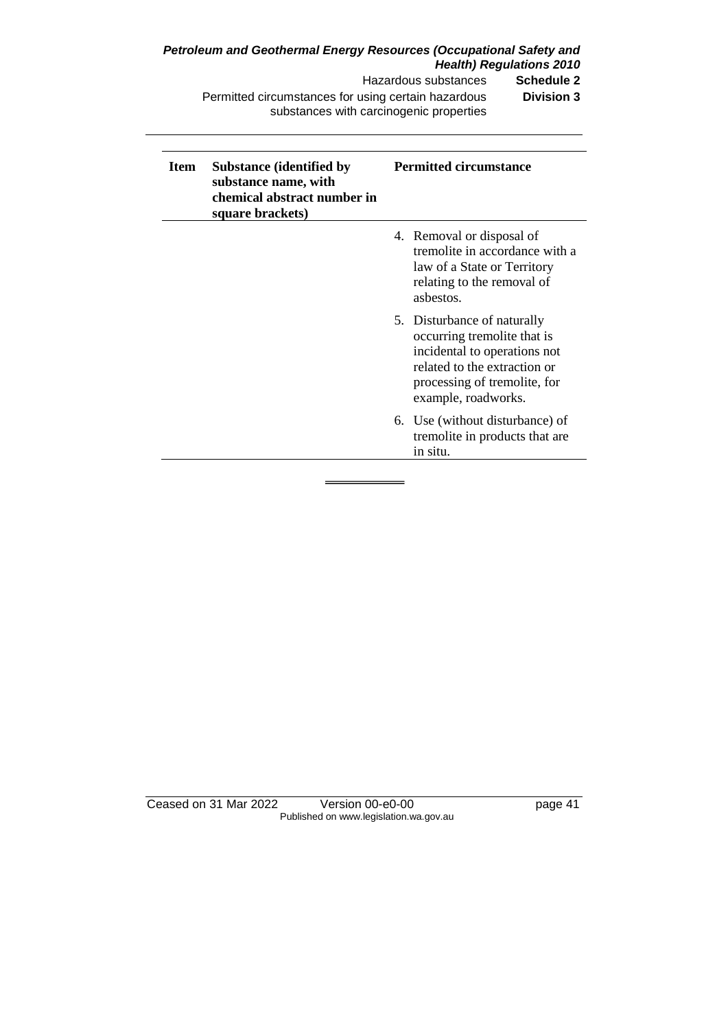| Item | Substance (identified by substance name, with chemical abstract number in square brackets) | Permitted circumstance |
|---|---|---|
| | | 4. Removal or disposal of tremolite in accordance with a law of a State or Territory relating to the removal of asbestos. |
| | | 5. Disturbance of naturally occurring tremolite that is incidental to operations not related to the extraction or processing of tremolite, for example, roadworks. |
| | | 6. Use (without disturbance) of tremolite in products that are in situ. |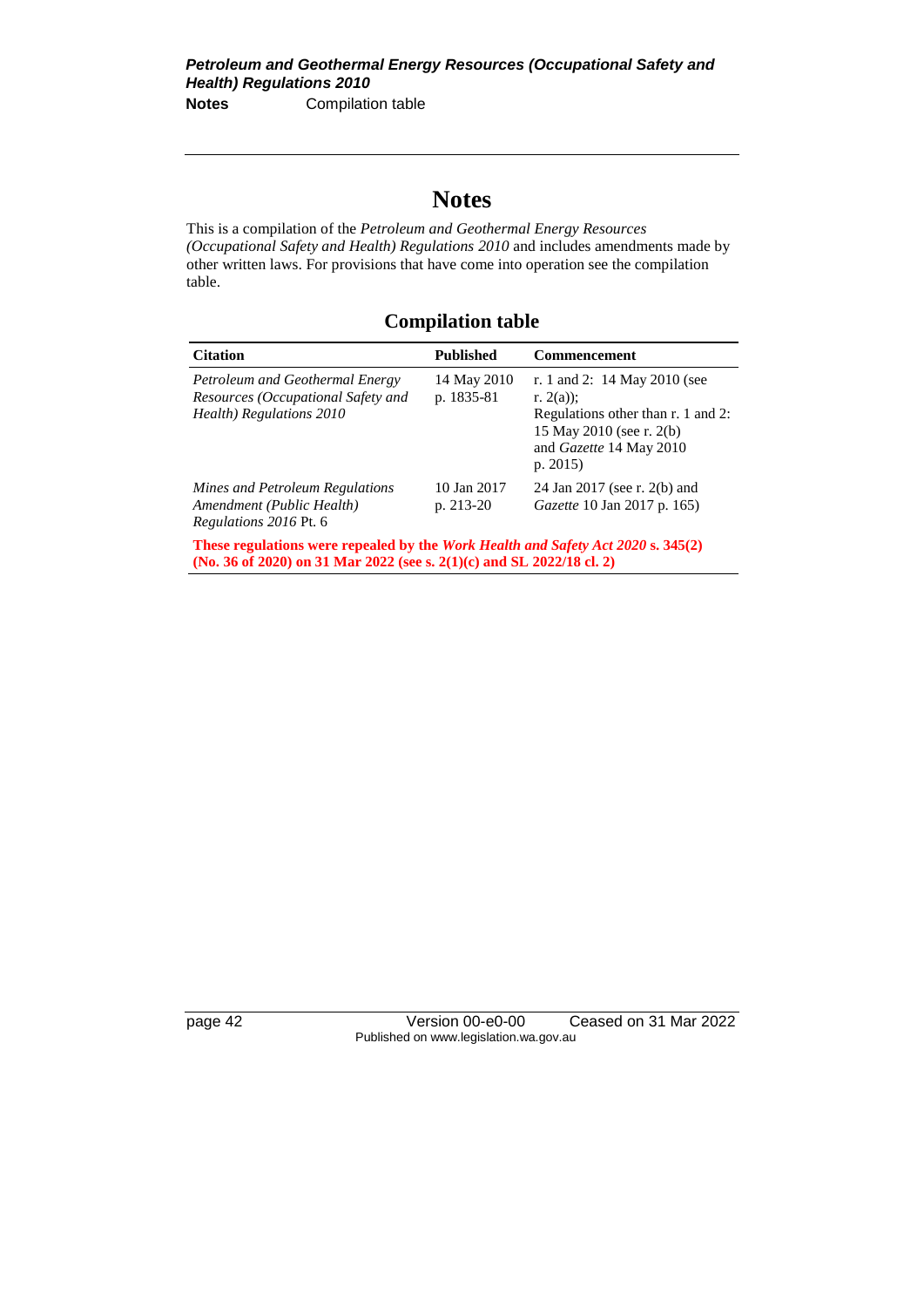# Notes

This is a compilation of the *Petroleum and Geothermal Energy Resources (Occupational Safety and Health) Regulations 2010* and includes amendments made by other written laws. For provisions that have come into operation see the compilation table.

## Compilation table

| Citation | Published | Commencement |
|---|---|---|
| *Petroleum and Geothermal Energy Resources (Occupational Safety and Health) Regulations 2010* | 14 May 2010 p. 1835-81 | r. 1 and 2: 14 May 2010 (see r. 2(a)); Regulations other than r. 1 and 2: 15 May 2010 (see r. 2(b) and *Gazette* 14 May 2010 p. 2015) |
| *Mines and Petroleum Regulations Amendment (Public Health) Regulations 2016* Pt. 6 | 10 Jan 2017 p. 213-20 | 24 Jan 2017 (see r. 2(b) and *Gazette* 10 Jan 2017 p. 165) |

**These regulations were repealed by the *Work Health and Safety Act 2020* s. 345(2) (No. 36 of 2020) on 31 Mar 2022 (see s. 2(1)(c) and SL 2022/18 cl. 2)**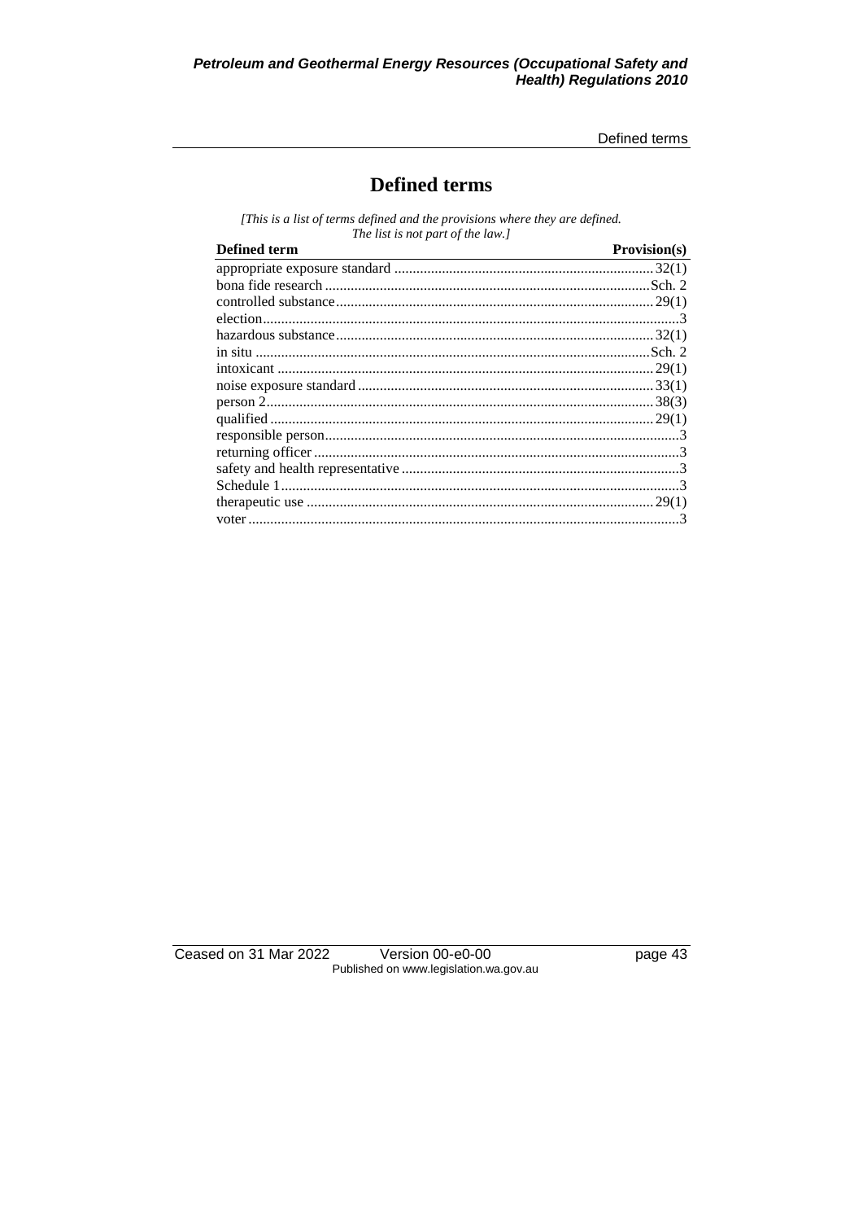# Defined terms

*[This is a list of terms defined and the provisions where they are defined. The list is not part of the law.]*

| Defined term | Provision(s) |
|---|---|
| appropriate exposure standard | 32(1) |
| bona fide research | Sch. 2 |
| controlled substance | 29(1) |
| election | 3 |
| hazardous substance | 32(1) |
| in situ | Sch. 2 |
| intoxicant | 29(1) |
| noise exposure standard | 33(1) |
| person 2 | 38(3) |
| qualified | 29(1) |
| responsible person | 3 |
| returning officer | 3 |
| safety and health representative | 3 |
| Schedule 1 | 3 |
| therapeutic use | 29(1) |
| voter | 3 |